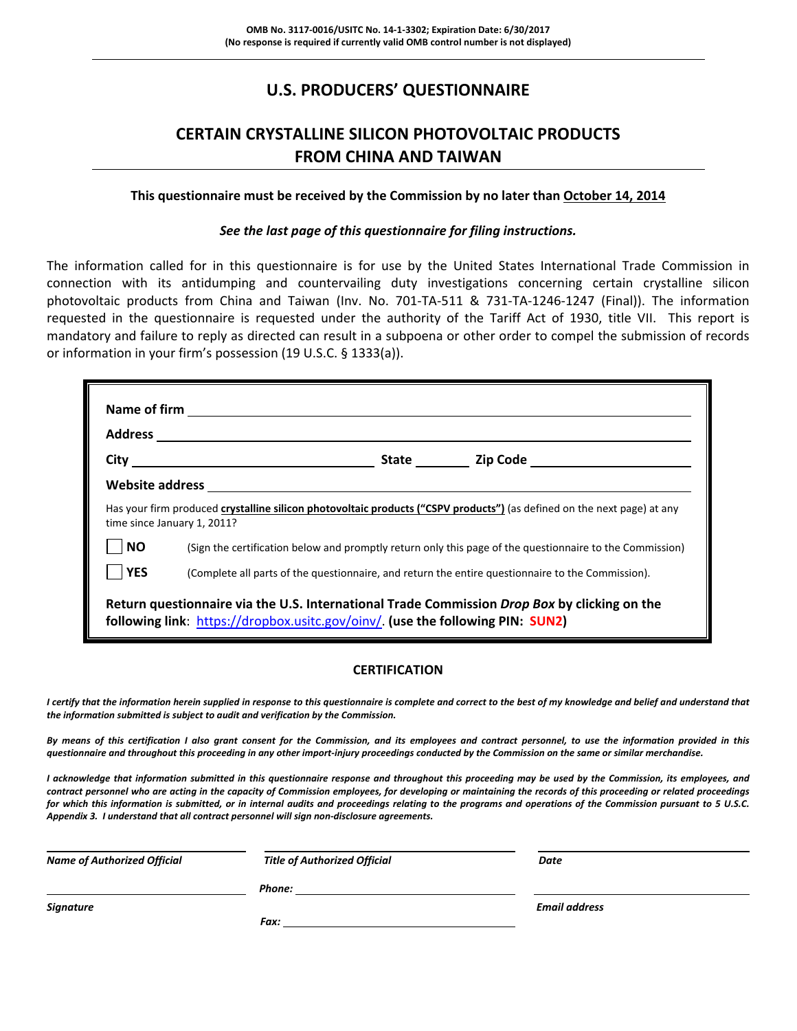**OMB No. 3117-0016/USITC No. 14-1-3302; Expiration Date: 6/30/2017**
**(No response is required if currently valid OMB control number is not displayed)**

# U.S. PRODUCERS' QUESTIONNAIRE

## CERTAIN CRYSTALLINE SILICON PHOTOVOLTAIC PRODUCTS FROM CHINA AND TAIWAN

**This questionnaire must be received by the Commission by no later than October 14, 2014**

***See the last page of this questionnaire for filing instructions.***

The information called for in this questionnaire is for use by the United States International Trade Commission in connection with its antidumping and countervailing duty investigations concerning certain crystalline silicon photovoltaic products from China and Taiwan (Inv. No. 701-TA-511 & 731-TA-1246-1247 (Final)). The information requested in the questionnaire is requested under the authority of the Tariff Act of 1930, title VII. This report is mandatory and failure to reply as directed can result in a subpoena or other order to compel the submission of records or information in your firm's possession (19 U.S.C. § 1333(a)).

**Name of firm** ____________________

**Address** ____________________

**City** ____________________ **State** ________ **Zip Code** ____________________

**Website address** ____________________

Has your firm produced **crystalline silicon photovoltaic products ("CSPV products")** (as defined on the next page) at any time since January 1, 2011?

☐ **NO** (Sign the certification below and promptly return only this page of the questionnaire to the Commission)

☐ **YES** (Complete all parts of the questionnaire, and return the entire questionnaire to the Commission).

**Return questionnaire via the U.S. International Trade Commission *Drop Box* by clicking on the following link**: https://dropbox.usitc.gov/oinv/. **(use the following PIN: SUN2)**

### CERTIFICATION

***I certify that the information herein supplied in response to this questionnaire is complete and correct to the best of my knowledge and belief and understand that the information submitted is subject to audit and verification by the Commission.***

***By means of this certification I also grant consent for the Commission, and its employees and contract personnel, to use the information provided in this questionnaire and throughout this proceeding in any other import-injury proceedings conducted by the Commission on the same or similar merchandise.***

***I acknowledge that information submitted in this questionnaire response and throughout this proceeding may be used by the Commission, its employees, and contract personnel who are acting in the capacity of Commission employees, for developing or maintaining the records of this proceeding or related proceedings for which this information is submitted, or in internal audits and proceedings relating to the programs and operations of the Commission pursuant to 5 U.S.C. Appendix 3. I understand that all contract personnel will sign non-disclosure agreements.***

| ____________________ | ____________________ | ____________________ |
|---|---|---|
| ***Name of Authorized Official*** | ***Title of Authorized Official*** | ***Date*** |
| ____________________ | ***Phone:*** ____________________ | ____________________ |
| ***Signature*** | ***Fax:*** ____________________ | ***Email address*** |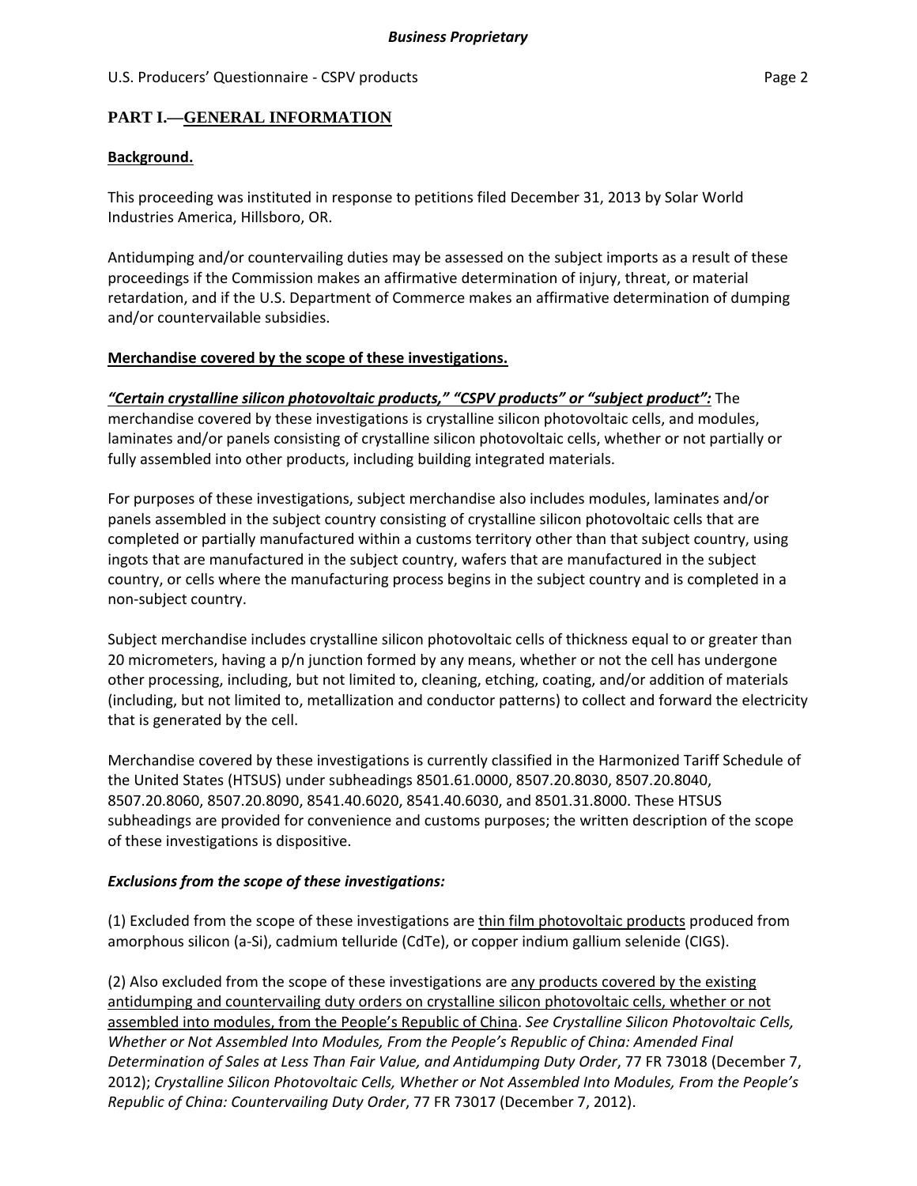## PART I.—GENERAL INFORMATION

**Background.**

This proceeding was instituted in response to petitions filed December 31, 2013 by Solar World Industries America, Hillsboro, OR.

Antidumping and/or countervailing duties may be assessed on the subject imports as a result of these proceedings if the Commission makes an affirmative determination of injury, threat, or material retardation, and if the U.S. Department of Commerce makes an affirmative determination of dumping and/or countervailable subsidies.

**Merchandise covered by the scope of these investigations.**

***"Certain crystalline silicon photovoltaic products," "CSPV products" or "subject product":*** The merchandise covered by these investigations is crystalline silicon photovoltaic cells, and modules, laminates and/or panels consisting of crystalline silicon photovoltaic cells, whether or not partially or fully assembled into other products, including building integrated materials.

For purposes of these investigations, subject merchandise also includes modules, laminates and/or panels assembled in the subject country consisting of crystalline silicon photovoltaic cells that are completed or partially manufactured within a customs territory other than that subject country, using ingots that are manufactured in the subject country, wafers that are manufactured in the subject country, or cells where the manufacturing process begins in the subject country and is completed in a non-subject country.

Subject merchandise includes crystalline silicon photovoltaic cells of thickness equal to or greater than 20 micrometers, having a p/n junction formed by any means, whether or not the cell has undergone other processing, including, but not limited to, cleaning, etching, coating, and/or addition of materials (including, but not limited to, metallization and conductor patterns) to collect and forward the electricity that is generated by the cell.

Merchandise covered by these investigations is currently classified in the Harmonized Tariff Schedule of the United States (HTSUS) under subheadings 8501.61.0000, 8507.20.8030, 8507.20.8040, 8507.20.8060, 8507.20.8090, 8541.40.6020, 8541.40.6030, and 8501.31.8000. These HTSUS subheadings are provided for convenience and customs purposes; the written description of the scope of these investigations is dispositive.

***Exclusions from the scope of these investigations:***

(1) Excluded from the scope of these investigations are thin film photovoltaic products produced from amorphous silicon (a-Si), cadmium telluride (CdTe), or copper indium gallium selenide (CIGS).

(2) Also excluded from the scope of these investigations are any products covered by the existing antidumping and countervailing duty orders on crystalline silicon photovoltaic cells, whether or not assembled into modules, from the People's Republic of China. *See Crystalline Silicon Photovoltaic Cells, Whether or Not Assembled Into Modules, From the People's Republic of China: Amended Final Determination of Sales at Less Than Fair Value, and Antidumping Duty Order*, 77 FR 73018 (December 7, 2012); *Crystalline Silicon Photovoltaic Cells, Whether or Not Assembled Into Modules, From the People's Republic of China: Countervailing Duty Order*, 77 FR 73017 (December 7, 2012).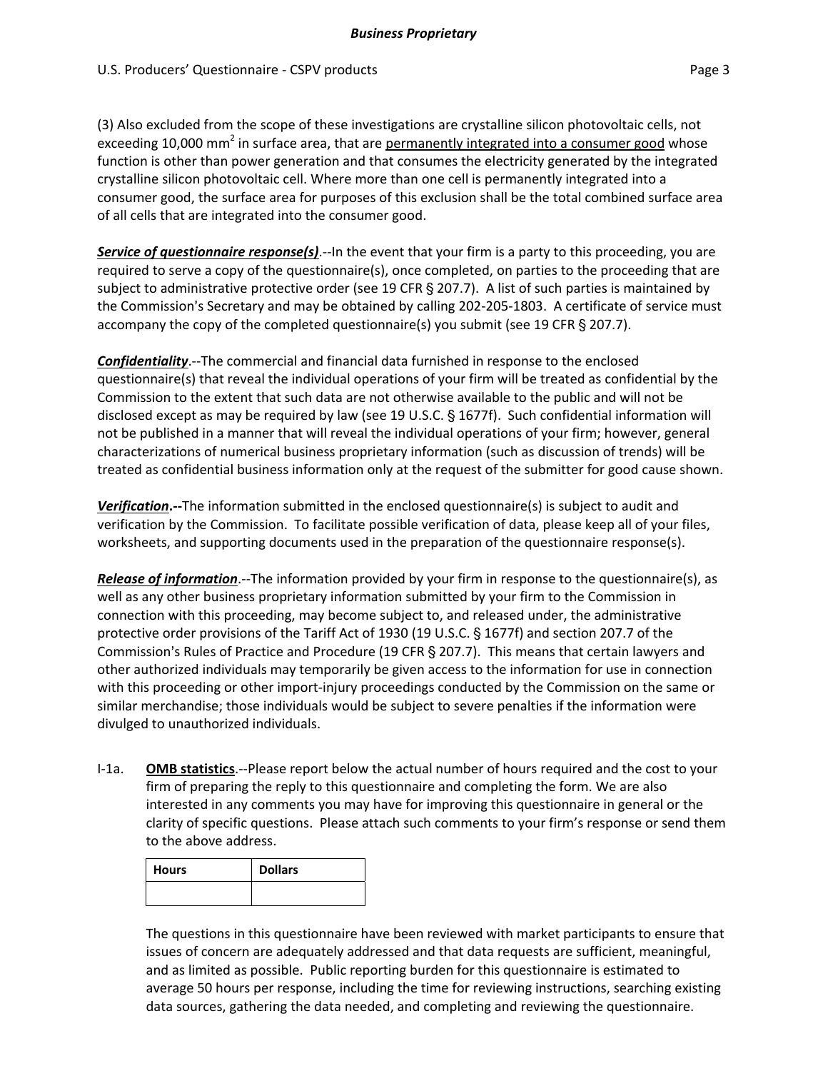(3) Also excluded from the scope of these investigations are crystalline silicon photovoltaic cells, not exceeding 10,000 $mm^2$ in surface area, that are permanently integrated into a consumer good whose function is other than power generation and that consumes the electricity generated by the integrated crystalline silicon photovoltaic cell. Where more than one cell is permanently integrated into a consumer good, the surface area for purposes of this exclusion shall be the total combined surface area of all cells that are integrated into the consumer good.

***Service of questionnaire response(s)***.--In the event that your firm is a party to this proceeding, you are required to serve a copy of the questionnaire(s), once completed, on parties to the proceeding that are subject to administrative protective order (see 19 CFR § 207.7). A list of such parties is maintained by the Commission's Secretary and may be obtained by calling 202-205-1803. A certificate of service must accompany the copy of the completed questionnaire(s) you submit (see 19 CFR § 207.7).

***Confidentiality***.--The commercial and financial data furnished in response to the enclosed questionnaire(s) that reveal the individual operations of your firm will be treated as confidential by the Commission to the extent that such data are not otherwise available to the public and will not be disclosed except as may be required by law (see 19 U.S.C. § 1677f). Such confidential information will not be published in a manner that will reveal the individual operations of your firm; however, general characterizations of numerical business proprietary information (such as discussion of trends) will be treated as confidential business information only at the request of the submitter for good cause shown.

***Verification*.--**The information submitted in the enclosed questionnaire(s) is subject to audit and verification by the Commission. To facilitate possible verification of data, please keep all of your files, worksheets, and supporting documents used in the preparation of the questionnaire response(s).

***Release of information***.--The information provided by your firm in response to the questionnaire(s), as well as any other business proprietary information submitted by your firm to the Commission in connection with this proceeding, may become subject to, and released under, the administrative protective order provisions of the Tariff Act of 1930 (19 U.S.C. § 1677f) and section 207.7 of the Commission's Rules of Practice and Procedure (19 CFR § 207.7). This means that certain lawyers and other authorized individuals may temporarily be given access to the information for use in connection with this proceeding or other import-injury proceedings conducted by the Commission on the same or similar merchandise; those individuals would be subject to severe penalties if the information were divulged to unauthorized individuals.

I-1a. **OMB statistics**.--Please report below the actual number of hours required and the cost to your firm of preparing the reply to this questionnaire and completing the form. We are also interested in any comments you may have for improving this questionnaire in general or the clarity of specific questions. Please attach such comments to your firm's response or send them to the above address.

| Hours | Dollars |
|---|---|
| | |

The questions in this questionnaire have been reviewed with market participants to ensure that issues of concern are adequately addressed and that data requests are sufficient, meaningful, and as limited as possible. Public reporting burden for this questionnaire is estimated to average 50 hours per response, including the time for reviewing instructions, searching existing data sources, gathering the data needed, and completing and reviewing the questionnaire.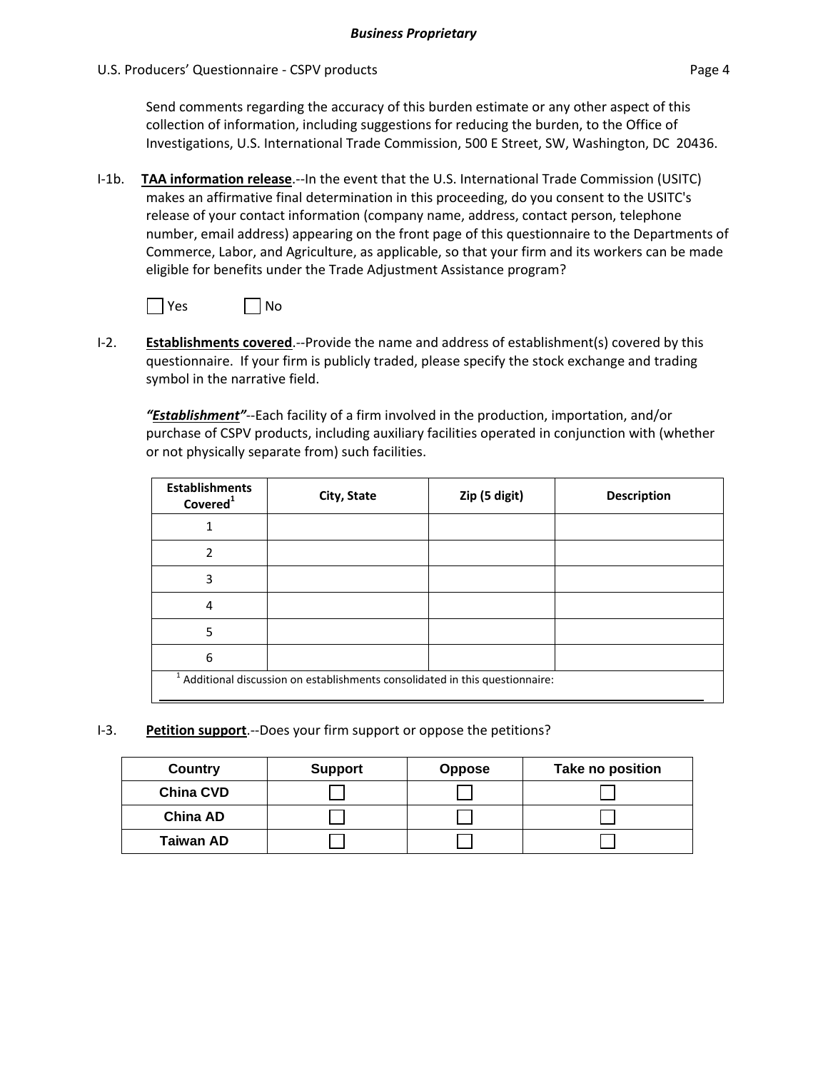Send comments regarding the accuracy of this burden estimate or any other aspect of this collection of information, including suggestions for reducing the burden, to the Office of Investigations, U.S. International Trade Commission, 500 E Street, SW, Washington, DC 20436.

I-1b. **TAA information release**.--In the event that the U.S. International Trade Commission (USITC) makes an affirmative final determination in this proceeding, do you consent to the USITC's release of your contact information (company name, address, contact person, telephone number, email address) appearing on the front page of this questionnaire to the Departments of Commerce, Labor, and Agriculture, as applicable, so that your firm and its workers can be made eligible for benefits under the Trade Adjustment Assistance program?

☐ Yes ☐ No

I-2. **Establishments covered**.--Provide the name and address of establishment(s) covered by this questionnaire. If your firm is publicly traded, please specify the stock exchange and trading symbol in the narrative field.

***"Establishment"***--Each facility of a firm involved in the production, importation, and/or purchase of CSPV products, including auxiliary facilities operated in conjunction with (whether or not physically separate from) such facilities.

| Establishments Covered[1] | City, State | Zip (5 digit) | Description |
|---|---|---|---|
| 1 | | | |
| 2 | | | |
| 3 | | | |
| 4 | | | |
| 5 | | | |
| 6 | | | |

[1] Additional discussion on establishments consolidated in this questionnaire:

I-3. **Petition support**.--Does your firm support or oppose the petitions?

| Country | Support | Oppose | Take no position |
|---|---|---|---|
| **China CVD** | ☐ | ☐ | ☐ |
| **China AD** | ☐ | ☐ | ☐ |
| **Taiwan AD** | ☐ | ☐ | ☐ |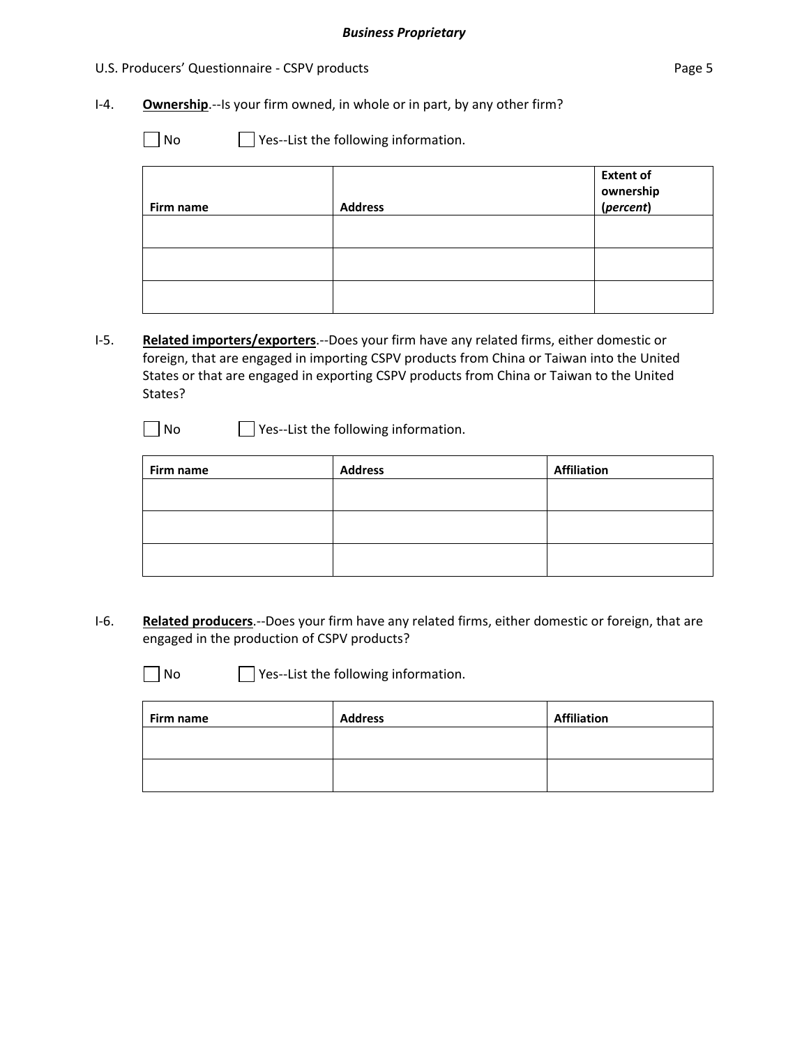I-4. **Ownership**.--Is your firm owned, in whole or in part, by any other firm?

☐ No ☐ Yes--List the following information.

| Firm name | Address | Extent of ownership (*percent*) |
|---|---|---|
| | | |
| | | |
| | | |

I-5. **Related importers/exporters**.--Does your firm have any related firms, either domestic or foreign, that are engaged in importing CSPV products from China or Taiwan into the United States or that are engaged in exporting CSPV products from China or Taiwan to the United States?

☐ No ☐ Yes--List the following information.

| Firm name | Address | Affiliation |
|---|---|---|
| | | |
| | | |
| | | |

I-6. **Related producers**.--Does your firm have any related firms, either domestic or foreign, that are engaged in the production of CSPV products?

☐ No ☐ Yes--List the following information.

| Firm name | Address | Affiliation |
|---|---|---|
| | | |
| | | |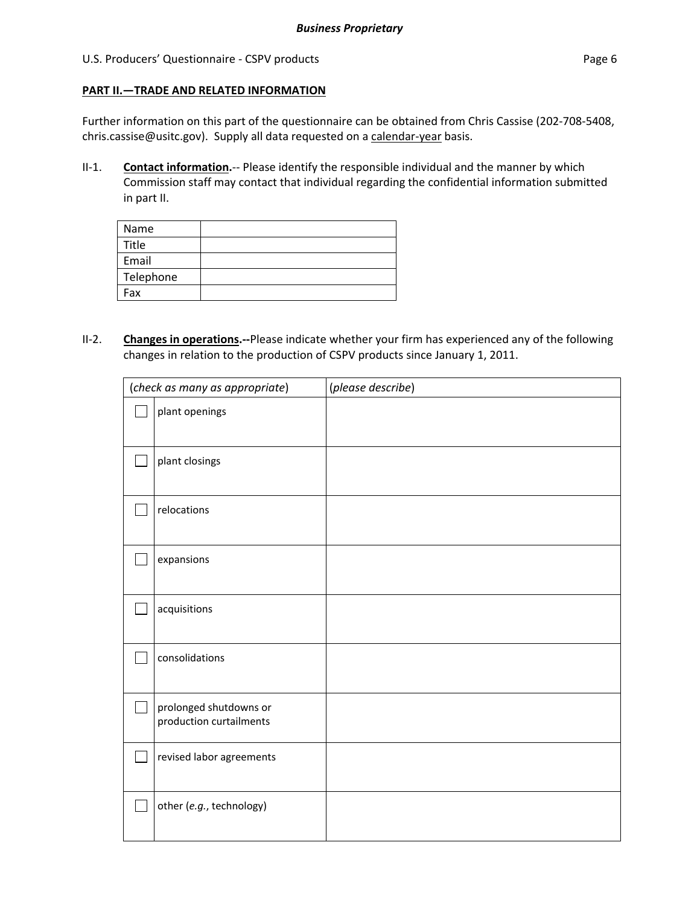## PART II.—TRADE AND RELATED INFORMATION

Further information on this part of the questionnaire can be obtained from Chris Cassise (202-708-5408, chris.cassise@usitc.gov). Supply all data requested on a calendar-year basis.

II-1. **Contact information.**-- Please identify the responsible individual and the manner by which Commission staff may contact that individual regarding the confidential information submitted in part II.

| | |
|---|---|
| Name | |
| Title | |
| Email | |
| Telephone | |
| Fax | |

II-2. **Changes in operations.--**Please indicate whether your firm has experienced any of the following changes in relation to the production of CSPV products since January 1, 2011.

| (*check as many as appropriate*) | | (*please describe*) |
|---|---|---|
| ☐ | plant openings | |
| ☐ | plant closings | |
| ☐ | relocations | |
| ☐ | expansions | |
| ☐ | acquisitions | |
| ☐ | consolidations | |
| ☐ | prolonged shutdowns or production curtailments | |
| ☐ | revised labor agreements | |
| ☐ | other (*e.g.*, technology) | |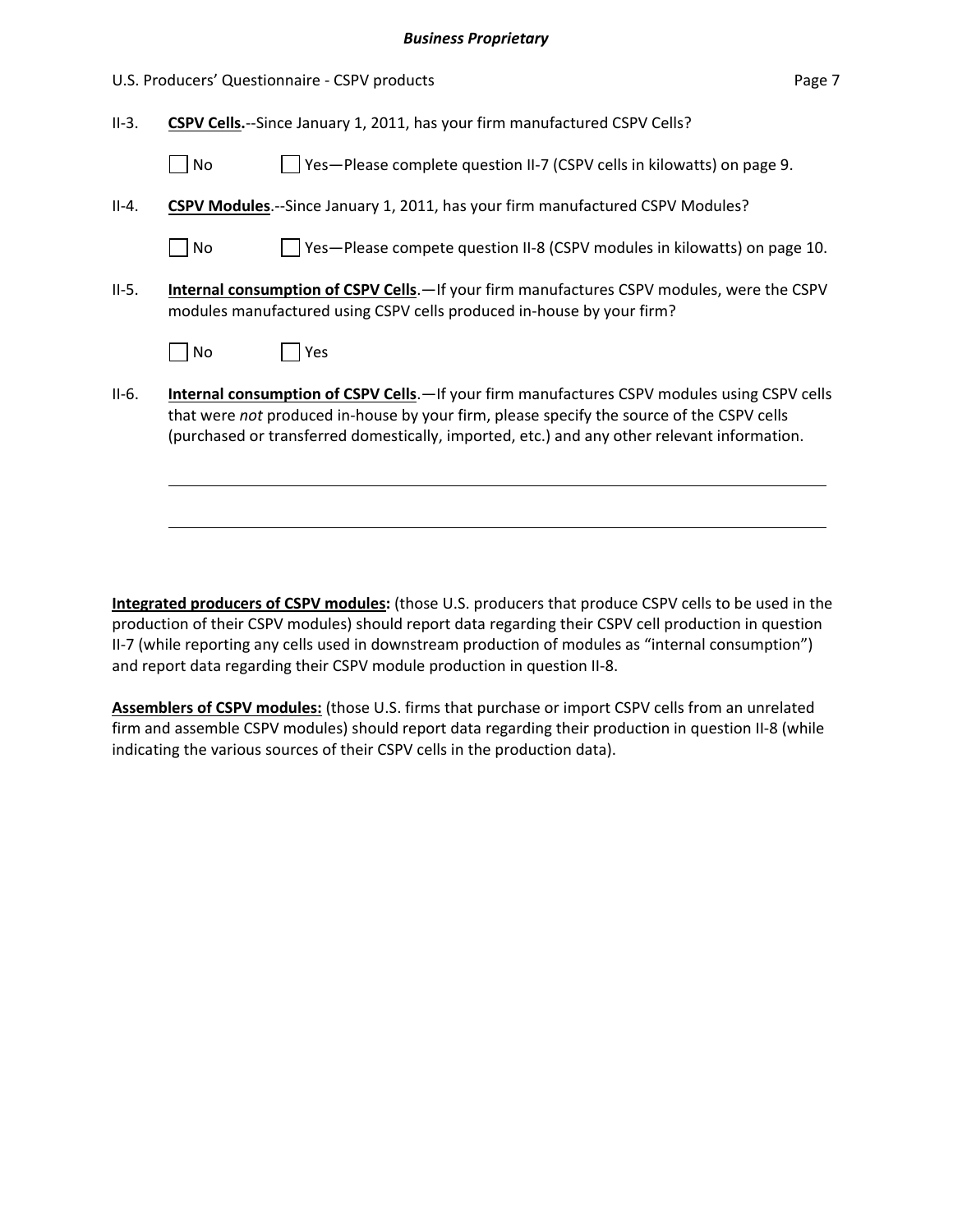II-3. **CSPV Cells.**--Since January 1, 2011, has your firm manufactured CSPV Cells?

☐ No ☐ Yes—Please complete question II-7 (CSPV cells in kilowatts) on page 9.

II-4. **CSPV Modules**.--Since January 1, 2011, has your firm manufactured CSPV Modules?

☐ No ☐ Yes—Please compete question II-8 (CSPV modules in kilowatts) on page 10.

II-5. **Internal consumption of CSPV Cells**.—If your firm manufactures CSPV modules, were the CSPV modules manufactured using CSPV cells produced in-house by your firm?

☐ No ☐ Yes

II-6. **Internal consumption of CSPV Cells**.—If your firm manufactures CSPV modules using CSPV cells that were *not* produced in-house by your firm, please specify the source of the CSPV cells (purchased or transferred domestically, imported, etc.) and any other relevant information.

\_\_\_\_\_\_\_\_\_\_\_\_\_\_\_\_\_\_\_\_\_\_\_\_\_\_\_\_\_\_\_\_\_\_\_\_\_\_\_\_\_\_\_\_\_\_\_\_\_\_\_\_\_\_\_\_\_\_\_\_\_\_\_\_\_\_\_\_\_\_\_\_

\_\_\_\_\_\_\_\_\_\_\_\_\_\_\_\_\_\_\_\_\_\_\_\_\_\_\_\_\_\_\_\_\_\_\_\_\_\_\_\_\_\_\_\_\_\_\_\_\_\_\_\_\_\_\_\_\_\_\_\_\_\_\_\_\_\_\_\_\_\_\_\_

**Integrated producers of CSPV modules:** (those U.S. producers that produce CSPV cells to be used in the production of their CSPV modules) should report data regarding their CSPV cell production in question II-7 (while reporting any cells used in downstream production of modules as "internal consumption") and report data regarding their CSPV module production in question II-8.

**Assemblers of CSPV modules:** (those U.S. firms that purchase or import CSPV cells from an unrelated firm and assemble CSPV modules) should report data regarding their production in question II-8 (while indicating the various sources of their CSPV cells in the production data).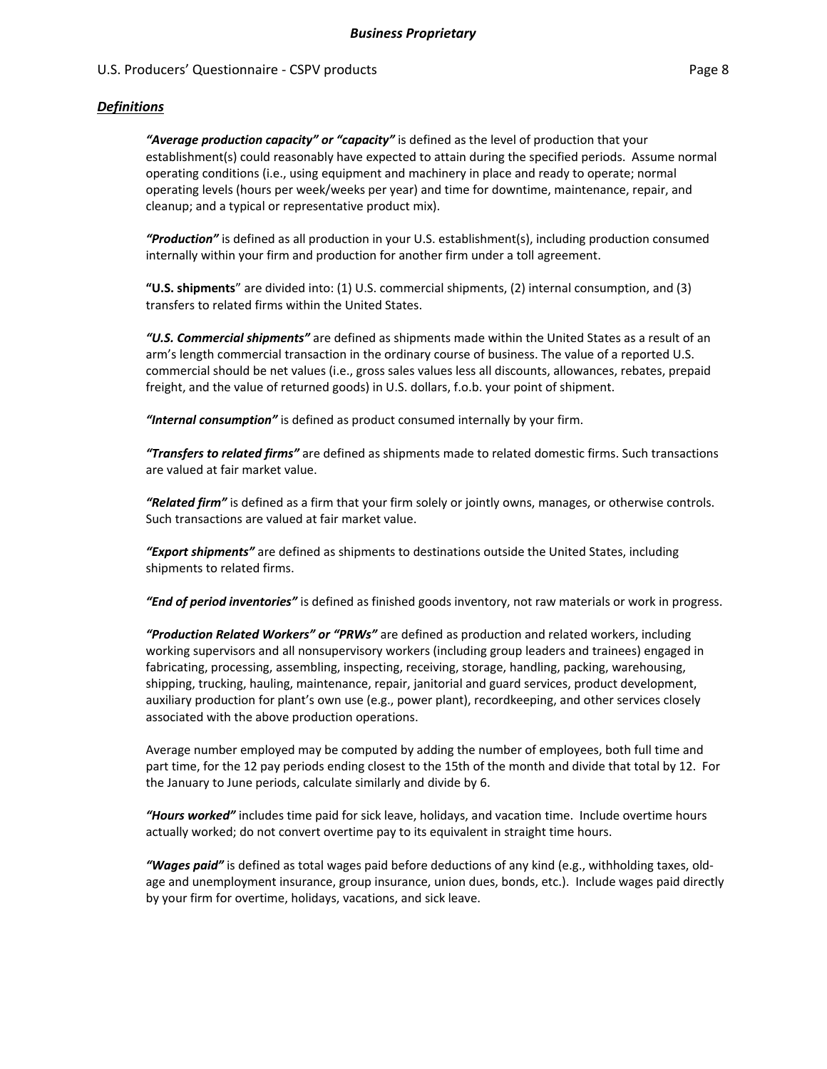## *Definitions*

***"Average production capacity" or "capacity"*** is defined as the level of production that your establishment(s) could reasonably have expected to attain during the specified periods. Assume normal operating conditions (i.e., using equipment and machinery in place and ready to operate; normal operating levels (hours per week/weeks per year) and time for downtime, maintenance, repair, and cleanup; and a typical or representative product mix).

***"Production"*** is defined as all production in your U.S. establishment(s), including production consumed internally within your firm and production for another firm under a toll agreement.

**"U.S. shipments**" are divided into: (1) U.S. commercial shipments, (2) internal consumption, and (3) transfers to related firms within the United States.

***"U.S. Commercial shipments"*** are defined as shipments made within the United States as a result of an arm's length commercial transaction in the ordinary course of business. The value of a reported U.S. commercial should be net values (i.e., gross sales values less all discounts, allowances, rebates, prepaid freight, and the value of returned goods) in U.S. dollars, f.o.b. your point of shipment.

***"Internal consumption"*** is defined as product consumed internally by your firm.

***"Transfers to related firms"*** are defined as shipments made to related domestic firms. Such transactions are valued at fair market value.

***"Related firm"*** is defined as a firm that your firm solely or jointly owns, manages, or otherwise controls. Such transactions are valued at fair market value.

***"Export shipments"*** are defined as shipments to destinations outside the United States, including shipments to related firms.

***"End of period inventories"*** is defined as finished goods inventory, not raw materials or work in progress.

***"Production Related Workers" or "PRWs"*** are defined as production and related workers, including working supervisors and all nonsupervisory workers (including group leaders and trainees) engaged in fabricating, processing, assembling, inspecting, receiving, storage, handling, packing, warehousing, shipping, trucking, hauling, maintenance, repair, janitorial and guard services, product development, auxiliary production for plant's own use (e.g., power plant), recordkeeping, and other services closely associated with the above production operations.

Average number employed may be computed by adding the number of employees, both full time and part time, for the 12 pay periods ending closest to the 15th of the month and divide that total by 12. For the January to June periods, calculate similarly and divide by 6.

***"Hours worked"*** includes time paid for sick leave, holidays, and vacation time. Include overtime hours actually worked; do not convert overtime pay to its equivalent in straight time hours.

***"Wages paid"*** is defined as total wages paid before deductions of any kind (e.g., withholding taxes, old-age and unemployment insurance, group insurance, union dues, bonds, etc.). Include wages paid directly by your firm for overtime, holidays, vacations, and sick leave.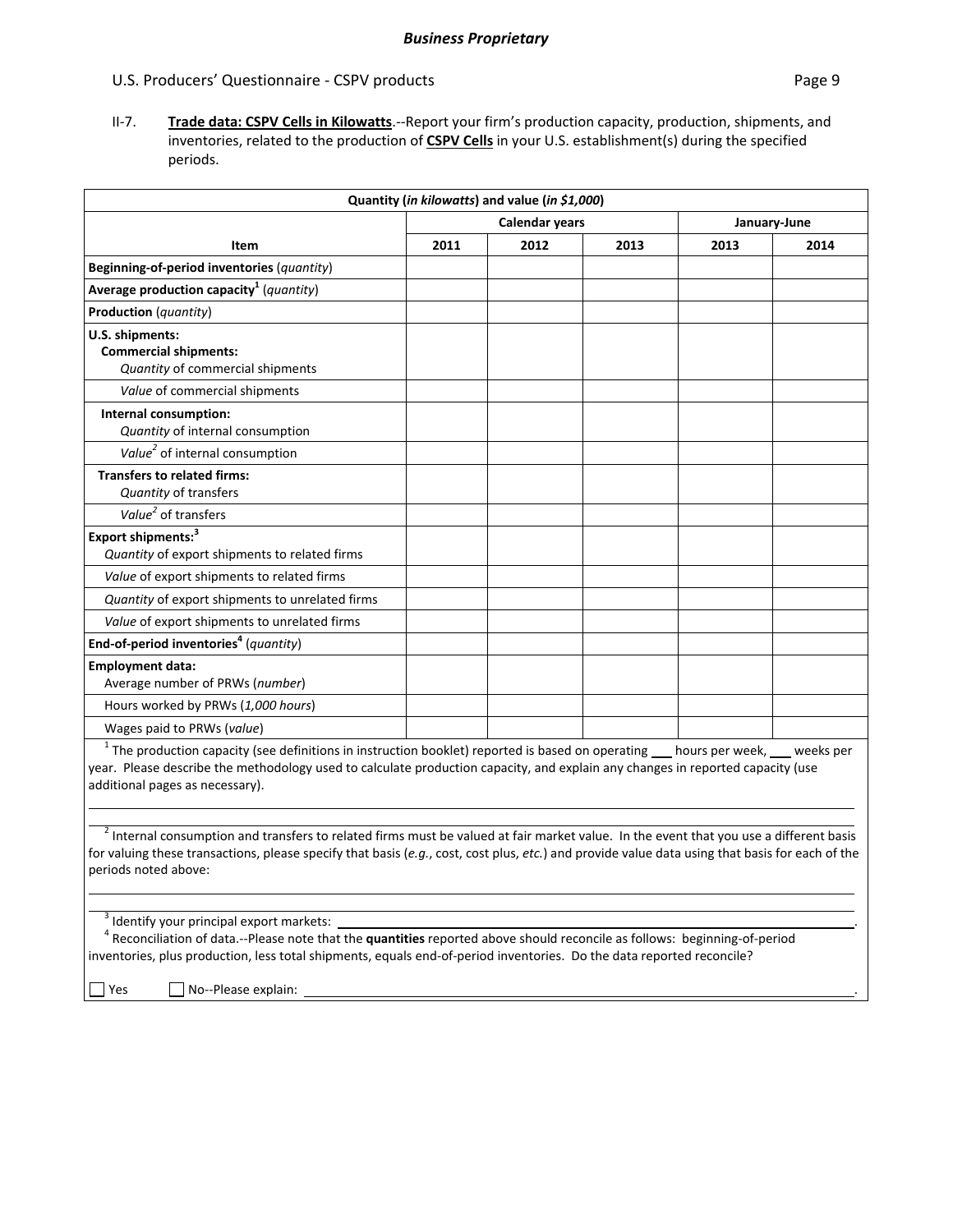**II-7. Trade data: CSPV Cells in Kilowatts**.--Report your firm's production capacity, production, shipments, and inventories, related to the production of **CSPV Cells** in your U.S. establishment(s) during the specified periods.

| Quantity (*in kilowatts*) and value (*in $1,000*) | | | | | |
|---|---|---|---|---|---|
| | Calendar years | | | January-June | |
| **Item** | **2011** | **2012** | **2013** | **2013** | **2014** |
| **Beginning-of-period inventories** (*quantity*) | | | | | |
| **Average production capacity**[1] (*quantity*) | | | | | |
| **Production** (*quantity*) | | | | | |
| **U.S. shipments:** **Commercial shipments:** *Quantity* of commercial shipments | | | | | |
| *Value* of commercial shipments | | | | | |
| **Internal consumption:** *Quantity* of internal consumption | | | | | |
| *Value*[2] of internal consumption | | | | | |
| **Transfers to related firms:** *Quantity* of transfers | | | | | |
| *Value*[2] of transfers | | | | | |
| **Export shipments:**[3] *Quantity* of export shipments to related firms | | | | | |
| *Value* of export shipments to related firms | | | | | |
| *Quantity* of export shipments to unrelated firms | | | | | |
| *Value* of export shipments to unrelated firms | | | | | |
| **End-of-period inventories**[4] (*quantity*) | | | | | |
| **Employment data:** Average number of PRWs (*number*) | | | | | |
| Hours worked by PRWs (*1,000 hours*) | | | | | |
| Wages paid to PRWs (*value*) | | | | | |

[1] The production capacity (see definitions in instruction booklet) reported is based on operating ___ hours per week, ___ weeks per year. Please describe the methodology used to calculate production capacity, and explain any changes in reported capacity (use additional pages as necessary).

[2] Internal consumption and transfers to related firms must be valued at fair market value. In the event that you use a different basis for valuing these transactions, please specify that basis (*e.g.*, cost, cost plus, *etc.*) and provide value data using that basis for each of the periods noted above:

[3] Identify your principal export markets: ____________________.

[4] Reconciliation of data.--Please note that the **quantities** reported above should reconcile as follows: beginning-of-period inventories, plus production, less total shipments, equals end-of-period inventories. Do the data reported reconcile?

☐ Yes ☐ No--Please explain: ____________________.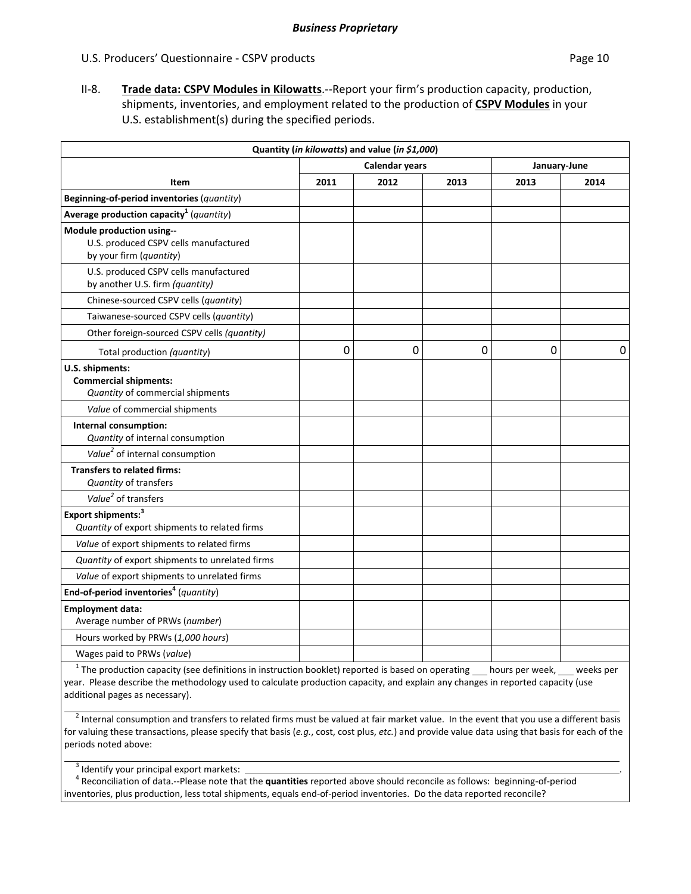**Business Proprietary**

U.S. Producers' Questionnaire - CSPV products

II-8. **Trade data: CSPV Modules in Kilowatts**.--Report your firm's production capacity, production, shipments, inventories, and employment related to the production of **CSPV Modules** in your U.S. establishment(s) during the specified periods.

| Quantity (*in kilowatts*) and value (*in $1,000*) | | | | | |
|---|---|---|---|---|---|
| | Calendar years | | | January-June | |
| **Item** | **2011** | **2012** | **2013** | **2013** | **2014** |
| **Beginning-of-period inventories** (*quantity*) | | | | | |
| **Average production capacity**[1] (*quantity*) | | | | | |
| **Module production using--** U.S. produced CSPV cells manufactured by your firm (*quantity*) | | | | | |
| U.S. produced CSPV cells manufactured by another U.S. firm (*quantity*) | | | | | |
| Chinese-sourced CSPV cells (*quantity*) | | | | | |
| Taiwanese-sourced CSPV cells (*quantity*) | | | | | |
| Other foreign-sourced CSPV cells (*quantity*) | | | | | |
| Total production (*quantity*) | 0 | 0 | 0 | 0 | 0 |
| **U.S. shipments:** **Commercial shipments:** *Quantity* of commercial shipments | | | | | |
| *Value* of commercial shipments | | | | | |
| **Internal consumption:** *Quantity* of internal consumption | | | | | |
| *Value*[2] of internal consumption | | | | | |
| **Transfers to related firms:** *Quantity* of transfers | | | | | |
| *Value*[2] of transfers | | | | | |
| **Export shipments:**[3] *Quantity* of export shipments to related firms | | | | | |
| *Value* of export shipments to related firms | | | | | |
| *Quantity* of export shipments to unrelated firms | | | | | |
| *Value* of export shipments to unrelated firms | | | | | |
| **End-of-period inventories**[4] (*quantity*) | | | | | |
| **Employment data:** Average number of PRWs (*number*) | | | | | |
| Hours worked by PRWs (*1,000 hours*) | | | | | |
| Wages paid to PRWs (*value*) | | | | | |

[1] The production capacity (see definitions in instruction booklet) reported is based on operating ___ hours per week, ___ weeks per year. Please describe the methodology used to calculate production capacity, and explain any changes in reported capacity (use additional pages as necessary).

[2] Internal consumption and transfers to related firms must be valued at fair market value. In the event that you use a different basis for valuing these transactions, please specify that basis (*e.g.*, cost, cost plus, *etc.*) and provide value data using that basis for each of the periods noted above:

[3] Identify your principal export markets: ______________________________.

[4] Reconciliation of data.--Please note that the **quantities** reported above should reconcile as follows: beginning-of-period inventories, plus production, less total shipments, equals end-of-period inventories. Do the data reported reconcile?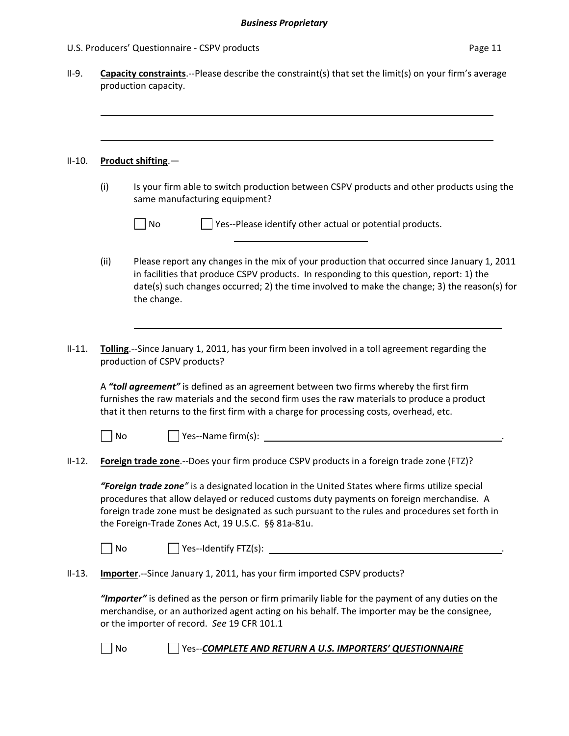II-9. **Capacity constraints**.--Please describe the constraint(s) that set the limit(s) on your firm's average production capacity.

______________________________________________________________________

______________________________________________________________________

II-10. **Product shifting**.—

(i) Is your firm able to switch production between CSPV products and other products using the same manufacturing equipment?

☐ No ☐ Yes--Please identify other actual or potential products. ____________________

(ii) Please report any changes in the mix of your production that occurred since January 1, 2011 in facilities that produce CSPV products. In responding to this question, report: 1) the date(s) such changes occurred; 2) the time involved to make the change; 3) the reason(s) for the change.

______________________________________________________________________

II-11. **Tolling**.--Since January 1, 2011, has your firm been involved in a toll agreement regarding the production of CSPV products?

A ***"toll agreement"*** is defined as an agreement between two firms whereby the first firm furnishes the raw materials and the second firm uses the raw materials to produce a product that it then returns to the first firm with a charge for processing costs, overhead, etc.

☐ No ☐ Yes--Name firm(s): ____________________________________________.

II-12. **Foreign trade zone**.--Does your firm produce CSPV products in a foreign trade zone (FTZ)?

***"Foreign trade zone"*** is a designated location in the United States where firms utilize special procedures that allow delayed or reduced customs duty payments on foreign merchandise. A foreign trade zone must be designated as such pursuant to the rules and procedures set forth in the Foreign-Trade Zones Act, 19 U.S.C. §§ 81a-81u.

☐ No ☐ Yes--Identify FTZ(s): ____________________________________________.

II-13. **Importer**.--Since January 1, 2011, has your firm imported CSPV products?

***"Importer"*** is defined as the person or firm primarily liable for the payment of any duties on the merchandise, or an authorized agent acting on his behalf. The importer may be the consignee, or the importer of record. *See* 19 CFR 101.1

☐ No ☐ Yes--***COMPLETE AND RETURN A U.S. IMPORTERS' QUESTIONNAIRE***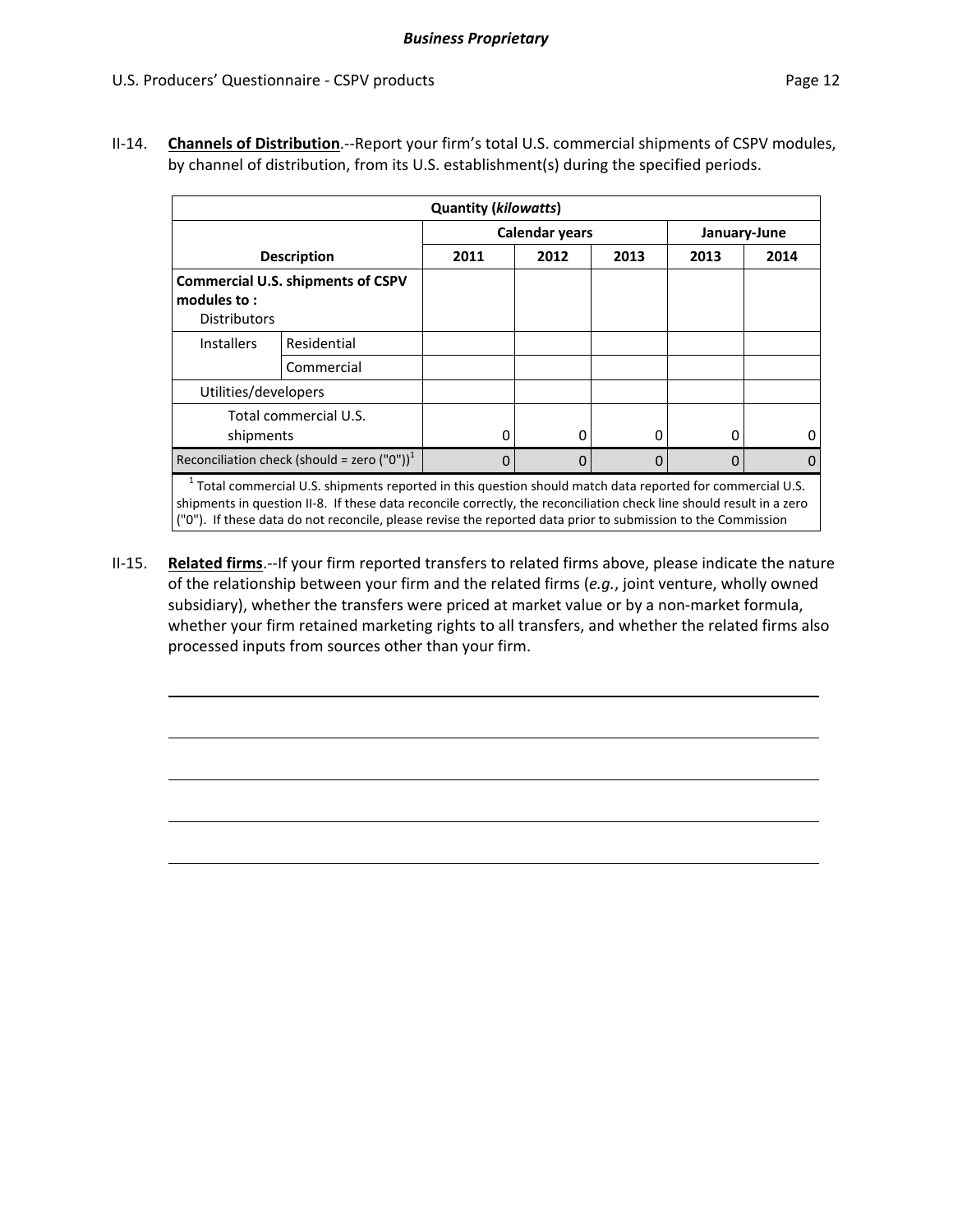II-14. **Channels of Distribution**.--Report your firm's total U.S. commercial shipments of CSPV modules, by channel of distribution, from its U.S. establishment(s) during the specified periods.

| Quantity (*kilowatts*) | | | | | | |
|---|---|---|---|---|---|---|
| | | Calendar years | | | January-June | |
| Description | | 2011 | 2012 | 2013 | 2013 | 2014 |
| **Commercial U.S. shipments of CSPV modules to :** Distributors | | | | | | |
| Installers | Residential | | | | | |
| | Commercial | | | | | |
| Utilities/developers | | | | | | |
| Total commercial U.S. shipments | | 0 | 0 | 0 | 0 | 0 |
| Reconciliation check (should = zero ("0"))[1] | | 0 | 0 | 0 | 0 | 0 |

[1] Total commercial U.S. shipments reported in this question should match data reported for commercial U.S. shipments in question II-8. If these data reconcile correctly, the reconciliation check line should result in a zero ("0"). If these data do not reconcile, please revise the reported data prior to submission to the Commission

II-15. **Related firms**.--If your firm reported transfers to related firms above, please indicate the nature of the relationship between your firm and the related firms (*e.g.*, joint venture, wholly owned subsidiary), whether the transfers were priced at market value or by a non-market formula, whether your firm retained marketing rights to all transfers, and whether the related firms also processed inputs from sources other than your firm.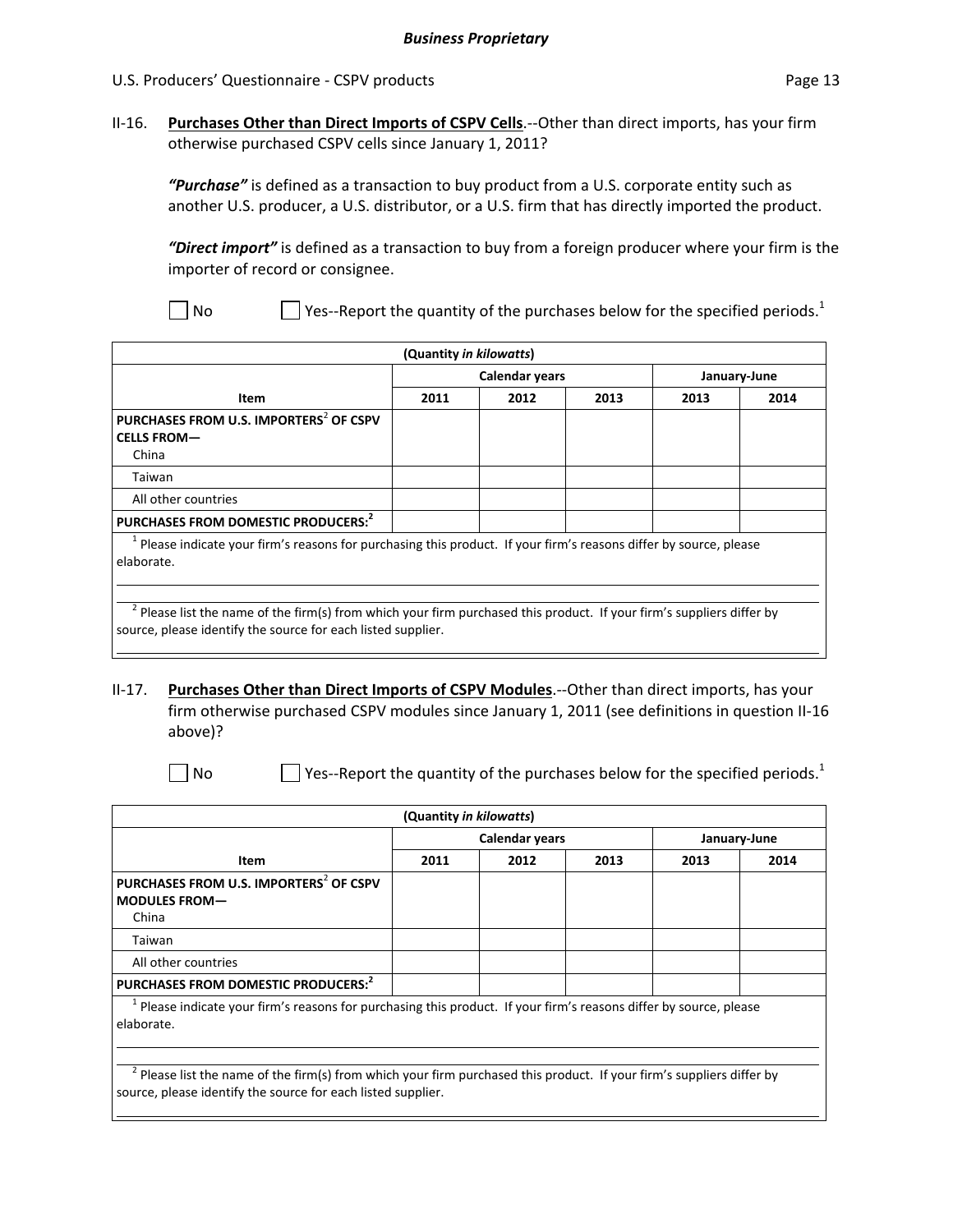**II-16. Purchases Other than Direct Imports of CSPV Cells**.--Other than direct imports, has your firm otherwise purchased CSPV cells since January 1, 2011?

***"Purchase"*** is defined as a transaction to buy product from a U.S. corporate entity such as another U.S. producer, a U.S. distributor, or a U.S. firm that has directly imported the product.

***"Direct import"*** is defined as a transaction to buy from a foreign producer where your firm is the importer of record or consignee.

☐ No ☐ Yes--Report the quantity of the purchases below for the specified periods.[1]

| (Quantity *in kilowatts*) | | | | | |
|---|---|---|---|---|---|
| | Calendar years | | | January-June | |
| **Item** | **2011** | **2012** | **2013** | **2013** | **2014** |
| **PURCHASES FROM U.S. IMPORTERS[2] OF CSPV CELLS FROM—** China | | | | | |
| Taiwan | | | | | |
| All other countries | | | | | |
| **PURCHASES FROM DOMESTIC PRODUCERS:[2]** | | | | | |

[1] Please indicate your firm's reasons for purchasing this product. If your firm's reasons differ by source, please elaborate.

[2] Please list the name of the firm(s) from which your firm purchased this product. If your firm's suppliers differ by source, please identify the source for each listed supplier.

**II-17. Purchases Other than Direct Imports of CSPV Modules**.--Other than direct imports, has your firm otherwise purchased CSPV modules since January 1, 2011 (see definitions in question II-16 above)?

☐ No ☐ Yes--Report the quantity of the purchases below for the specified periods.[1]

| (Quantity *in kilowatts*) | | | | | |
|---|---|---|---|---|---|
| | Calendar years | | | January-June | |
| **Item** | **2011** | **2012** | **2013** | **2013** | **2014** |
| **PURCHASES FROM U.S. IMPORTERS[2] OF CSPV MODULES FROM—** China | | | | | |
| Taiwan | | | | | |
| All other countries | | | | | |
| **PURCHASES FROM DOMESTIC PRODUCERS:[2]** | | | | | |

[1] Please indicate your firm's reasons for purchasing this product. If your firm's reasons differ by source, please elaborate.

[2] Please list the name of the firm(s) from which your firm purchased this product. If your firm's suppliers differ by source, please identify the source for each listed supplier.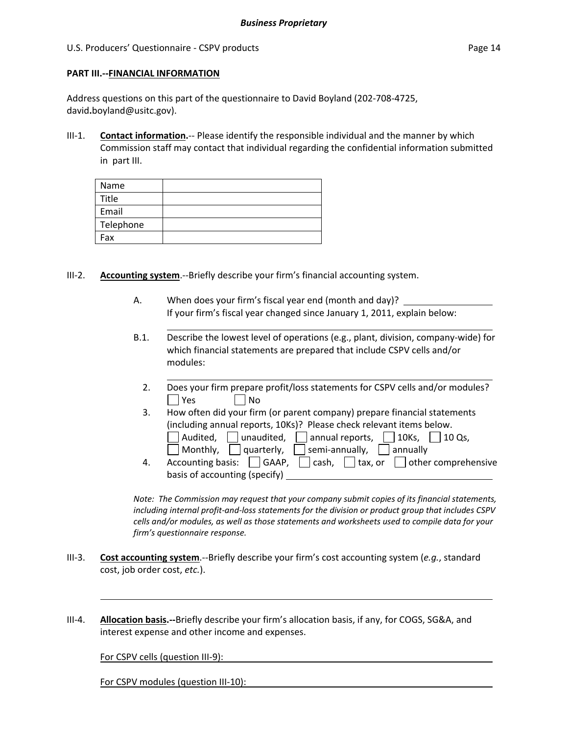**PART III.--FINANCIAL INFORMATION**

Address questions on this part of the questionnaire to David Boyland (202-708-4725, david.boyland@usitc.gov).

III-1. **Contact information.**-- Please identify the responsible individual and the manner by which Commission staff may contact that individual regarding the confidential information submitted in part III.

| | |
|---|---|
| Name | |
| Title | |
| Email | |
| Telephone | |
| Fax | |

III-2. **Accounting system**.--Briefly describe your firm's financial accounting system.

A. When does your firm's fiscal year end (month and day)? ________________
If your firm's fiscal year changed since January 1, 2011, explain below:

________________________________________________________________

B.1. Describe the lowest level of operations (e.g., plant, division, company-wide) for which financial statements are prepared that include CSPV cells and/or modules:

________________________________________________________________

2. Does your firm prepare profit/loss statements for CSPV cells and/or modules?
☐ Yes ☐ No

3. How often did your firm (or parent company) prepare financial statements (including annual reports, 10Ks)? Please check relevant items below.
☐ Audited, ☐ unaudited, ☐ annual reports, ☐ 10Ks, ☐ 10 Qs,
☐ Monthly, ☐ quarterly, ☐ semi-annually, ☐ annually

4. Accounting basis: ☐ GAAP, ☐ cash, ☐ tax, or ☐ other comprehensive basis of accounting (specify) ________________

*Note: The Commission may request that your company submit copies of its financial statements, including internal profit-and-loss statements for the division or product group that includes CSPV cells and/or modules, as well as those statements and worksheets used to compile data for your firm's questionnaire response.*

III-3. **Cost accounting system**.--Briefly describe your firm's cost accounting system (*e.g.*, standard cost, job order cost, *etc.*).

________________________________________________________________

III-4. **Allocation basis.--**Briefly describe your firm's allocation basis, if any, for COGS, SG&A, and interest expense and other income and expenses.

For CSPV cells (question III-9): ________________________________

For CSPV modules (question III-10): ________________________________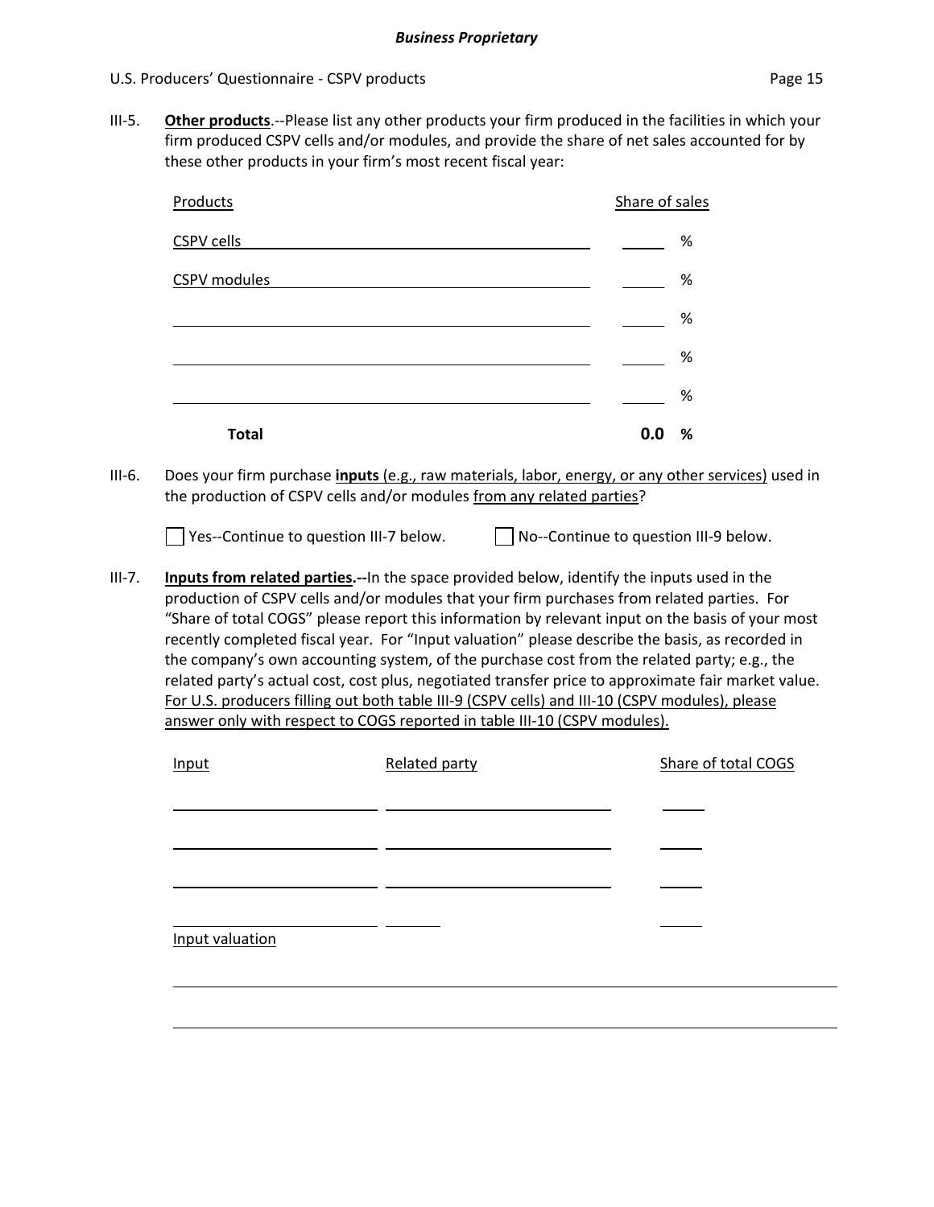**Business Proprietary**

III-5. **Other products**.--Please list any other products your firm produced in the facilities in which your firm produced CSPV cells and/or modules, and provide the share of net sales accounted for by these other products in your firm's most recent fiscal year:

| Products | Share of sales |
|---|---|
| CSPV cells | % |
| CSPV modules | % |
| | % |
| | % |
| | % |
| **Total** | **0.0 %** |

III-6. Does your firm purchase **inputs** (e.g., raw materials, labor, energy, or any other services) used in the production of CSPV cells and/or modules from any related parties?

☐ Yes--Continue to question III-7 below. ☐ No--Continue to question III-9 below.

III-7. **Inputs from related parties.--**In the space provided below, identify the inputs used in the production of CSPV cells and/or modules that your firm purchases from related parties. For "Share of total COGS" please report this information by relevant input on the basis of your most recently completed fiscal year. For "Input valuation" please describe the basis, as recorded in the company's own accounting system, of the purchase cost from the related party; e.g., the related party's actual cost, cost plus, negotiated transfer price to approximate fair market value. For U.S. producers filling out both table III-9 (CSPV cells) and III-10 (CSPV modules), please answer only with respect to COGS reported in table III-10 (CSPV modules).

| Input | Related party | Share of total COGS |
|---|---|---|
| | | |
| | | |
| | | |
| | | |

Input valuation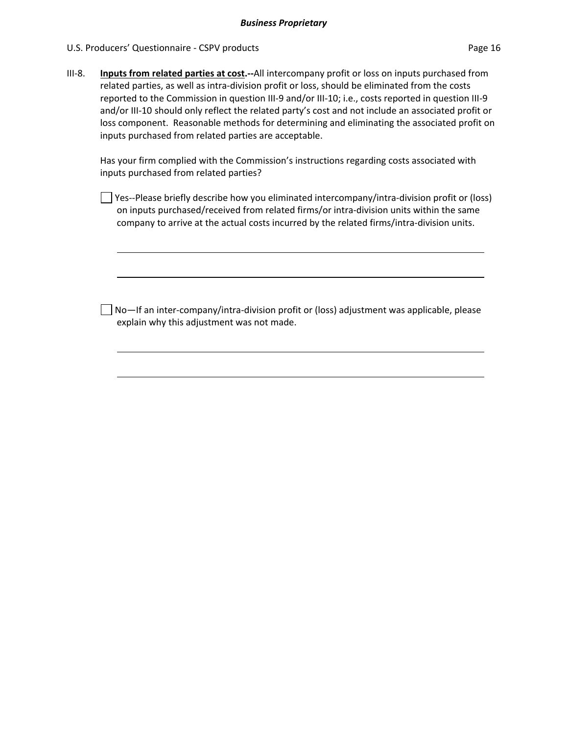III-8. **Inputs from related parties at cost.--**All intercompany profit or loss on inputs purchased from related parties, as well as intra-division profit or loss, should be eliminated from the costs reported to the Commission in question III-9 and/or III-10; i.e., costs reported in question III-9 and/or III-10 should only reflect the related party's cost and not include an associated profit or loss component. Reasonable methods for determining and eliminating the associated profit on inputs purchased from related parties are acceptable.

Has your firm complied with the Commission's instructions regarding costs associated with inputs purchased from related parties?

☐ Yes--Please briefly describe how you eliminated intercompany/intra-division profit or (loss) on inputs purchased/received from related firms/or intra-division units within the same company to arrive at the actual costs incurred by the related firms/intra-division units.

☐ No—If an inter-company/intra-division profit or (loss) adjustment was applicable, please explain why this adjustment was not made.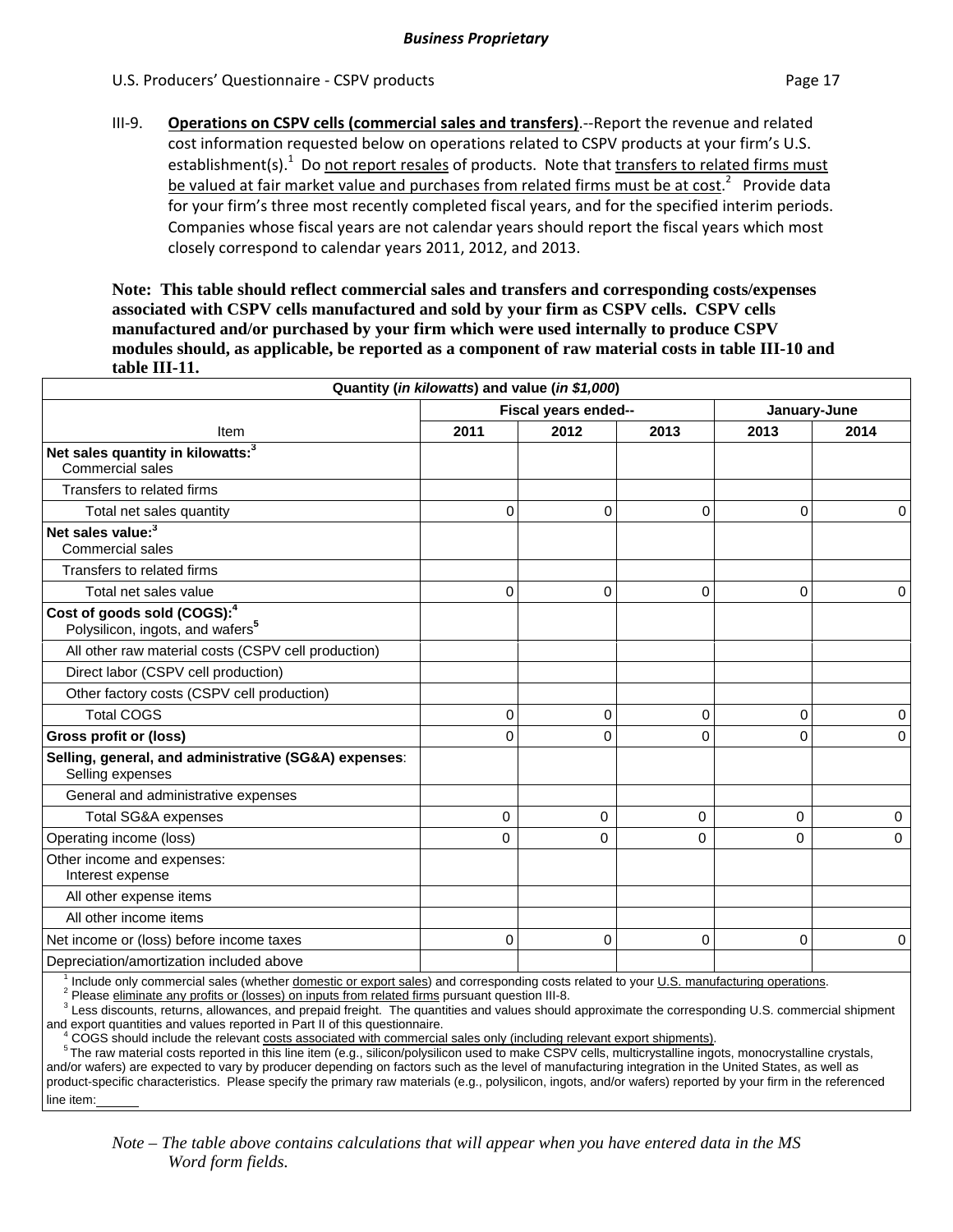**Business Proprietary**

U.S. Producers' Questionnaire - CSPV products

III-9. **Operations on CSPV cells (commercial sales and transfers)**.--Report the revenue and related cost information requested below on operations related to CSPV products at your firm's U.S. establishment(s).[1] Do not report resales of products. Note that transfers to related firms must be valued at fair market value and purchases from related firms must be at cost.[2] Provide data for your firm's three most recently completed fiscal years, and for the specified interim periods. Companies whose fiscal years are not calendar years should report the fiscal years which most closely correspond to calendar years 2011, 2012, and 2013.

**Note: This table should reflect commercial sales and transfers and corresponding costs/expenses associated with CSPV cells manufactured and sold by your firm as CSPV cells. CSPV cells manufactured and/or purchased by your firm which were used internally to produce CSPV modules should, as applicable, be reported as a component of raw material costs in table III-10 and table III-11.**

| Quantity (*in kilowatts*) and value (*in $1,000*) | | | | | |
|---|---|---|---|---|---|
| | Fiscal years ended-- | | | January-June | |
| Item | 2011 | 2012 | 2013 | 2013 | 2014 |
| **Net sales quantity in kilowatts:**[3] Commercial sales | | | | | |
| Transfers to related firms | | | | | |
| Total net sales quantity | 0 | 0 | 0 | 0 | 0 |
| **Net sales value:**[3] Commercial sales | | | | | |
| Transfers to related firms | | | | | |
| Total net sales value | 0 | 0 | 0 | 0 | 0 |
| **Cost of goods sold (COGS):**[4] Polysilicon, ingots, and wafers[5] | | | | | |
| All other raw material costs (CSPV cell production) | | | | | |
| Direct labor (CSPV cell production) | | | | | |
| Other factory costs (CSPV cell production) | | | | | |
| Total COGS | 0 | 0 | 0 | 0 | 0 |
| **Gross profit or (loss)** | 0 | 0 | 0 | 0 | 0 |
| **Selling, general, and administrative (SG&A) expenses**: Selling expenses | | | | | |
| General and administrative expenses | | | | | |
| Total SG&A expenses | 0 | 0 | 0 | 0 | 0 |
| Operating income (loss) | 0 | 0 | 0 | 0 | 0 |
| Other income and expenses: Interest expense | | | | | |
| All other expense items | | | | | |
| All other income items | | | | | |
| Net income or (loss) before income taxes | 0 | 0 | 0 | 0 | 0 |
| Depreciation/amortization included above | | | | | |

[1] Include only commercial sales (whether domestic or export sales) and corresponding costs related to your U.S. manufacturing operations.
[2] Please eliminate any profits or (losses) on inputs from related firms pursuant question III-8.
[3] Less discounts, returns, allowances, and prepaid freight. The quantities and values should approximate the corresponding U.S. commercial shipment and export quantities and values reported in Part II of this questionnaire.
[4] COGS should include the relevant costs associated with commercial sales only (including relevant export shipments).
[5] The raw material costs reported in this line item (e.g., silicon/polysilicon used to make CSPV cells, multicrystalline ingots, monocrystalline crystals, and/or wafers) are expected to vary by producer depending on factors such as the level of manufacturing integration in the United States, as well as product-specific characteristics. Please specify the primary raw materials (e.g., polysilicon, ingots, and/or wafers) reported by your firm in the referenced line item:______

*Note – The table above contains calculations that will appear when you have entered data in the MS Word form fields.*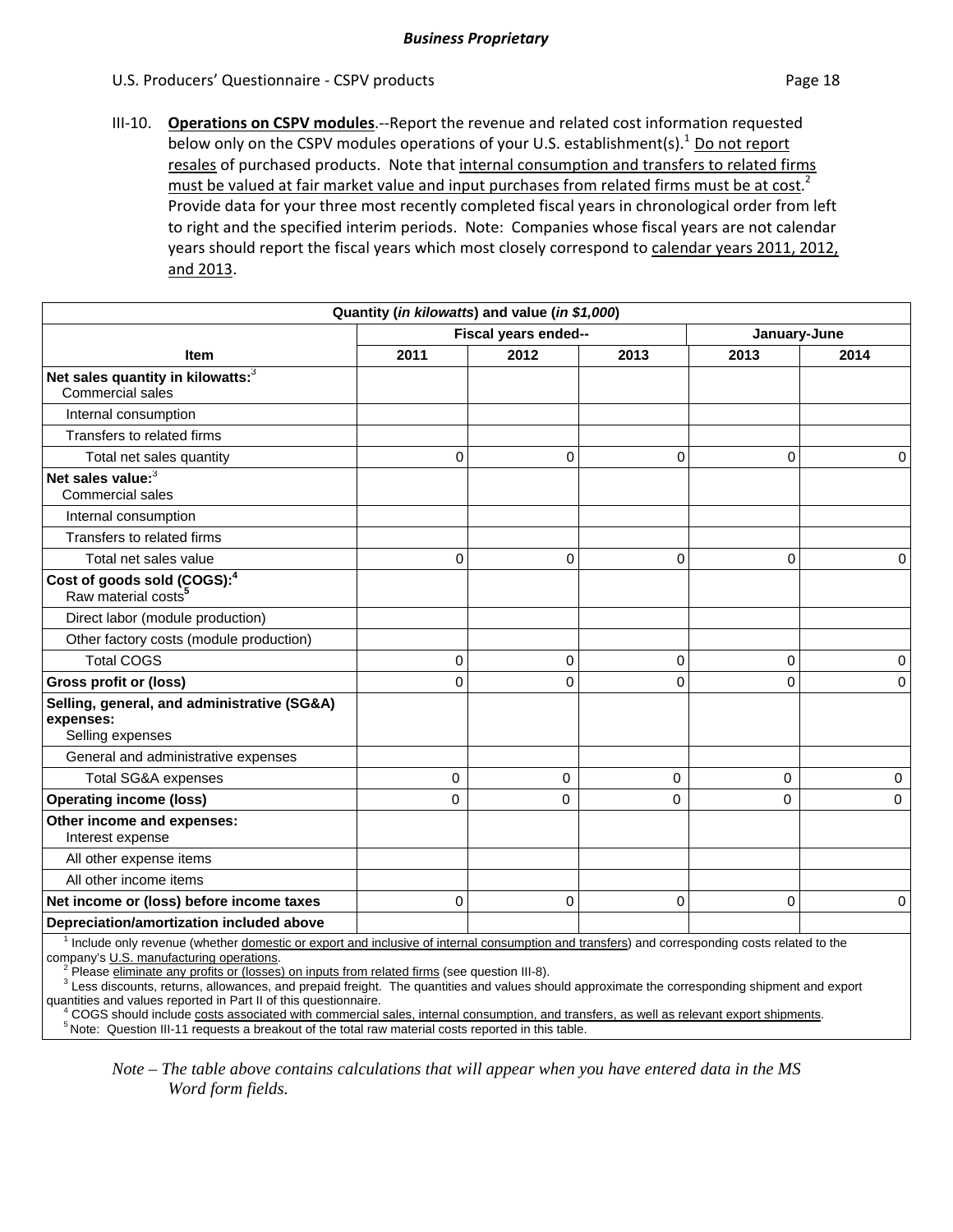III-10. **Operations on CSPV modules**.--Report the revenue and related cost information requested below only on the CSPV modules operations of your U.S. establishment(s).[1] Do not report resales of purchased products. Note that internal consumption and transfers to related firms must be valued at fair market value and input purchases from related firms must be at cost.[2] Provide data for your three most recently completed fiscal years in chronological order from left to right and the specified interim periods. Note: Companies whose fiscal years are not calendar years should report the fiscal years which most closely correspond to calendar years 2011, 2012, and 2013.

| Quantity (*in kilowatts*) and value (*in $1,000*) | | | | | |
|---|---|---|---|---|---|
| | Fiscal years ended-- | | | January-June | |
| **Item** | **2011** | **2012** | **2013** | **2013** | **2014** |
| **Net sales quantity in kilowatts:**[3] Commercial sales | | | | | |
| Internal consumption | | | | | |
| Transfers to related firms | | | | | |
| Total net sales quantity | 0 | 0 | 0 | 0 | 0 |
| **Net sales value:**[3] Commercial sales | | | | | |
| Internal consumption | | | | | |
| Transfers to related firms | | | | | |
| Total net sales value | 0 | 0 | 0 | 0 | 0 |
| **Cost of goods sold (COGS):**[4] Raw material costs[5] | | | | | |
| Direct labor (module production) | | | | | |
| Other factory costs (module production) | | | | | |
| Total COGS | 0 | 0 | 0 | 0 | 0 |
| **Gross profit or (loss)** | 0 | 0 | 0 | 0 | 0 |
| **Selling, general, and administrative (SG&A) expenses:** Selling expenses | | | | | |
| General and administrative expenses | | | | | |
| Total SG&A expenses | 0 | 0 | 0 | 0 | 0 |
| **Operating income (loss)** | 0 | 0 | 0 | 0 | 0 |
| **Other income and expenses:** Interest expense | | | | | |
| All other expense items | | | | | |
| All other income items | | | | | |
| **Net income or (loss) before income taxes** | 0 | 0 | 0 | 0 | 0 |
| **Depreciation/amortization included above** | | | | | |

[1] Include only revenue (whether domestic or export and inclusive of internal consumption and transfers) and corresponding costs related to the company's U.S. manufacturing operations.
[2] Please eliminate any profits or (losses) on inputs from related firms (see question III-8).
[3] Less discounts, returns, allowances, and prepaid freight. The quantities and values should approximate the corresponding shipment and export quantities and values reported in Part II of this questionnaire.
[4] COGS should include costs associated with commercial sales, internal consumption, and transfers, as well as relevant export shipments.
[5] Note: Question III-11 requests a breakout of the total raw material costs reported in this table.

*Note – The table above contains calculations that will appear when you have entered data in the MS Word form fields.*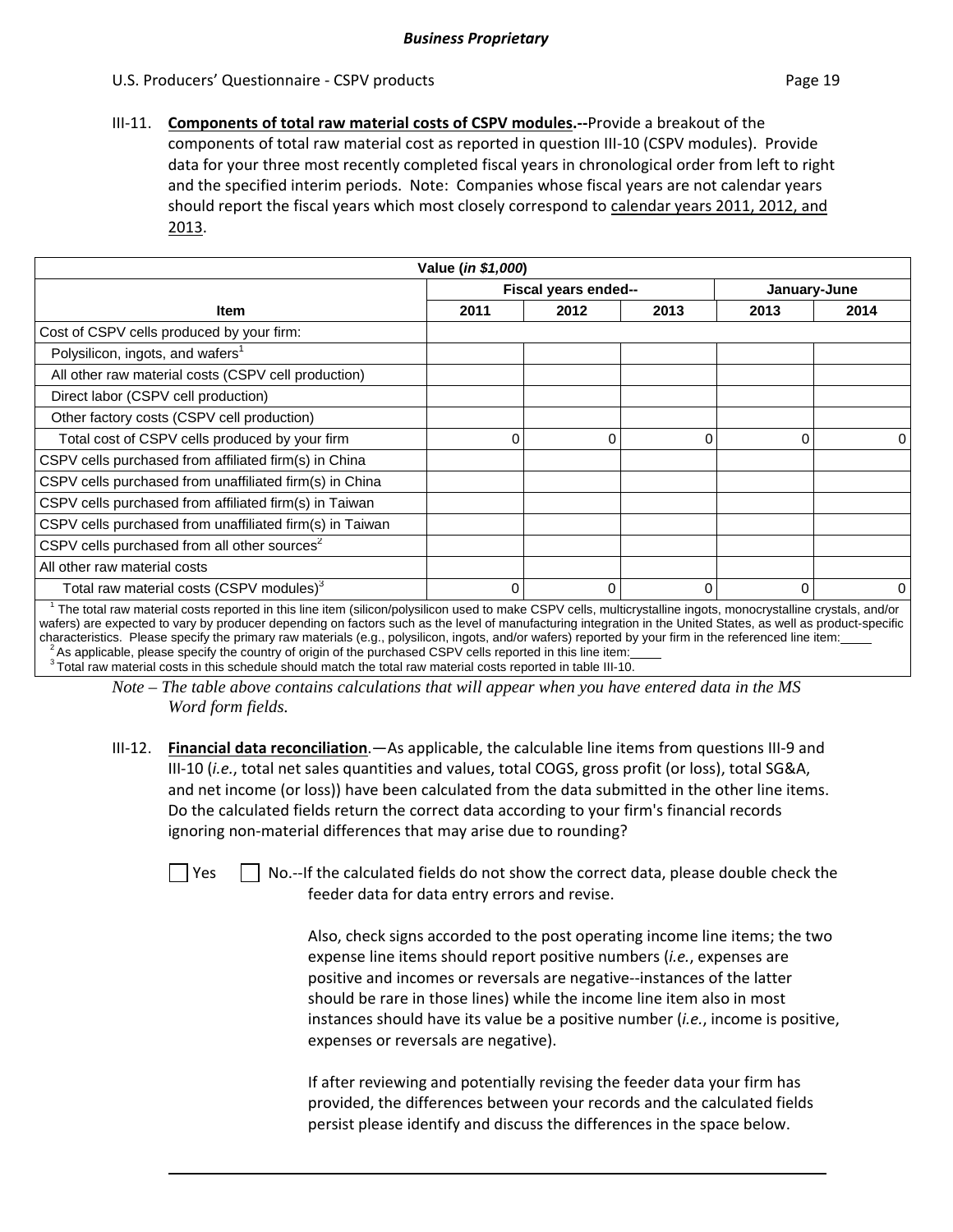**Business Proprietary**

U.S. Producers' Questionnaire - CSPV products

III-11. **Components of total raw material costs of CSPV modules.--**Provide a breakout of the components of total raw material cost as reported in question III-10 (CSPV modules). Provide data for your three most recently completed fiscal years in chronological order from left to right and the specified interim periods. Note: Companies whose fiscal years are not calendar years should report the fiscal years which most closely correspond to calendar years 2011, 2012, and 2013.

| Value (*in $1,000*) | | | | | |
|---|---|---|---|---|---|
| | Fiscal years ended-- | | | January-June | |
| **Item** | **2011** | **2012** | **2013** | **2013** | **2014** |
| Cost of CSPV cells produced by your firm: | | | | | |
| Polysilicon, ingots, and wafers[1] | | | | | |
| All other raw material costs (CSPV cell production) | | | | | |
| Direct labor (CSPV cell production) | | | | | |
| Other factory costs (CSPV cell production) | | | | | |
| Total cost of CSPV cells produced by your firm | 0 | 0 | 0 | 0 | 0 |
| CSPV cells purchased from affiliated firm(s) in China | | | | | |
| CSPV cells purchased from unaffiliated firm(s) in China | | | | | |
| CSPV cells purchased from affiliated firm(s) in Taiwan | | | | | |
| CSPV cells purchased from unaffiliated firm(s) in Taiwan | | | | | |
| CSPV cells purchased from all other sources[2] | | | | | |
| All other raw material costs | | | | | |
| Total raw material costs (CSPV modules)[3] | 0 | 0 | 0 | 0 | 0 |

[1] The total raw material costs reported in this line item (silicon/polysilicon used to make CSPV cells, multicrystalline ingots, monocrystalline crystals, and/or wafers) are expected to vary by producer depending on factors such as the level of manufacturing integration in the United States, as well as product-specific characteristics. Please specify the primary raw materials (e.g., polysilicon, ingots, and/or wafers) reported by your firm in the referenced line item:\_\_\_\_

[2] As applicable, please specify the country of origin of the purchased CSPV cells reported in this line item:\_\_\_\_

[3] Total raw material costs in this schedule should match the total raw material costs reported in table III-10.

*Note – The table above contains calculations that will appear when you have entered data in the MS Word form fields.*

III-12. **Financial data reconciliation**.—As applicable, the calculable line items from questions III-9 and III-10 (*i.e.*, total net sales quantities and values, total COGS, gross profit (or loss), total SG&A, and net income (or loss)) have been calculated from the data submitted in the other line items. Do the calculated fields return the correct data according to your firm's financial records ignoring non-material differences that may arise due to rounding?

☐ Yes ☐ No.--If the calculated fields do not show the correct data, please double check the feeder data for data entry errors and revise.

Also, check signs accorded to the post operating income line items; the two expense line items should report positive numbers (*i.e.*, expenses are positive and incomes or reversals are negative--instances of the latter should be rare in those lines) while the income line item also in most instances should have its value be a positive number (*i.e.*, income is positive, expenses or reversals are negative).

If after reviewing and potentially revising the feeder data your firm has provided, the differences between your records and the calculated fields persist please identify and discuss the differences in the space below.

\_\_\_\_\_\_\_\_\_\_\_\_\_\_\_\_\_\_\_\_\_\_\_\_\_\_\_\_\_\_\_\_\_\_\_\_\_\_\_\_\_\_\_\_\_\_\_\_\_\_\_\_\_\_\_\_\_\_\_\_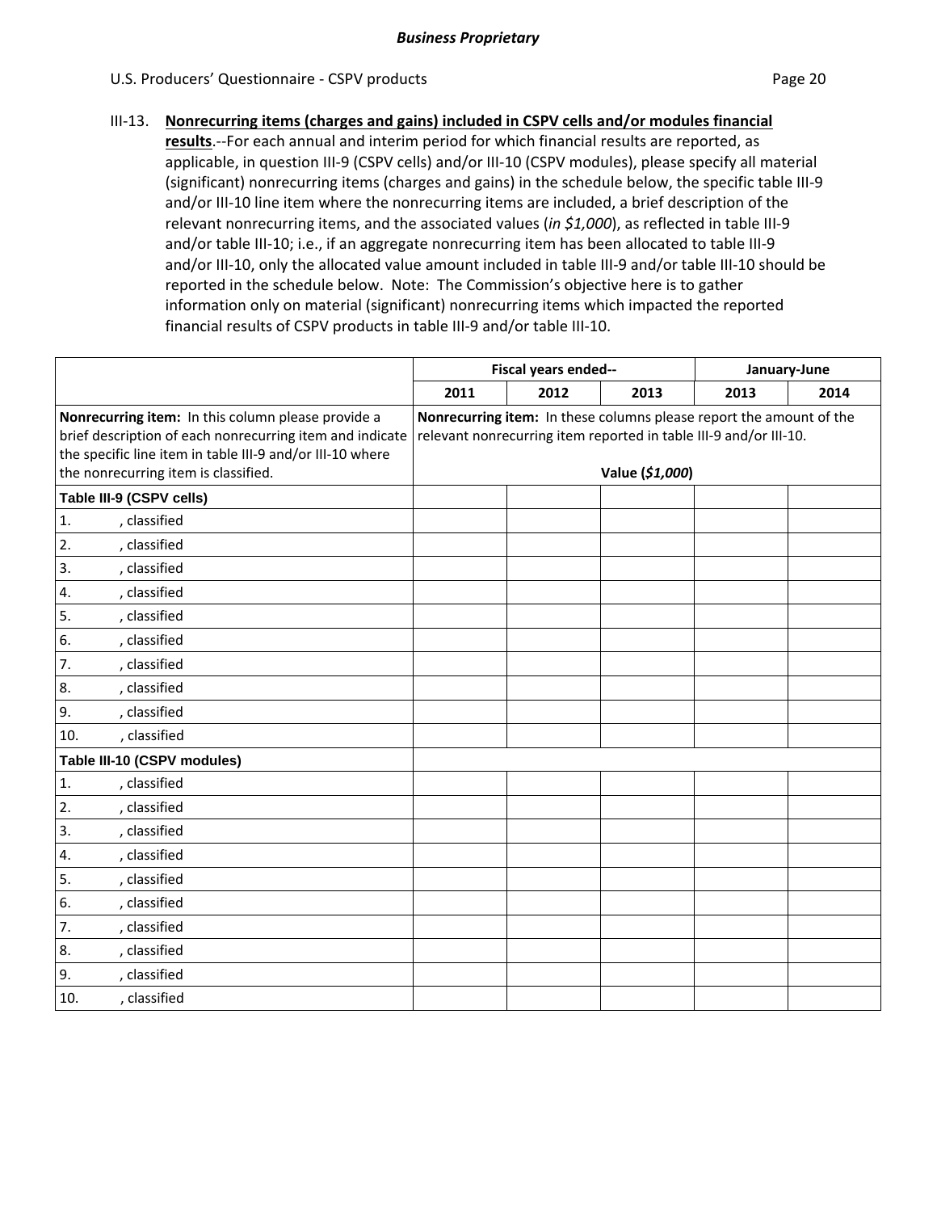***Business Proprietary***

III-13. **Nonrecurring items (charges and gains) included in CSPV cells and/or modules financial results**.--For each annual and interim period for which financial results are reported, as applicable, in question III-9 (CSPV cells) and/or III-10 (CSPV modules), please specify all material (significant) nonrecurring items (charges and gains) in the schedule below, the specific table III-9 and/or III-10 line item where the nonrecurring items are included, a brief description of the relevant nonrecurring items, and the associated values (*in $1,000*), as reflected in table III-9 and/or table III-10; i.e., if an aggregate nonrecurring item has been allocated to table III-9 and/or III-10, only the allocated value amount included in table III-9 and/or table III-10 should be reported in the schedule below. Note: The Commission's objective here is to gather information only on material (significant) nonrecurring items which impacted the reported financial results of CSPV products in table III-9 and/or table III-10.

| | Fiscal years ended-- | | | January-June | |
|---|---|---|---|---|---|
| | 2011 | 2012 | 2013 | 2013 | 2014 |
| **Nonrecurring item:** In this column please provide a brief description of each nonrecurring item and indicate the specific line item in table III-9 and/or III-10 where the nonrecurring item is classified. | **Nonrecurring item:** In these columns please report the amount of the relevant nonrecurring item reported in table III-9 and/or III-10. Value (*$1,000*) | | | | |
| **Table III-9 (CSPV cells)** | | | | | |
| 1. , classified | | | | | |
| 2. , classified | | | | | |
| 3. , classified | | | | | |
| 4. , classified | | | | | |
| 5. , classified | | | | | |
| 6. , classified | | | | | |
| 7. , classified | | | | | |
| 8. , classified | | | | | |
| 9. , classified | | | | | |
| 10. , classified | | | | | |
| **Table III-10 (CSPV modules)** | | | | | |
| 1. , classified | | | | | |
| 2. , classified | | | | | |
| 3. , classified | | | | | |
| 4. , classified | | | | | |
| 5. , classified | | | | | |
| 6. , classified | | | | | |
| 7. , classified | | | | | |
| 8. , classified | | | | | |
| 9. , classified | | | | | |
| 10. , classified | | | | | |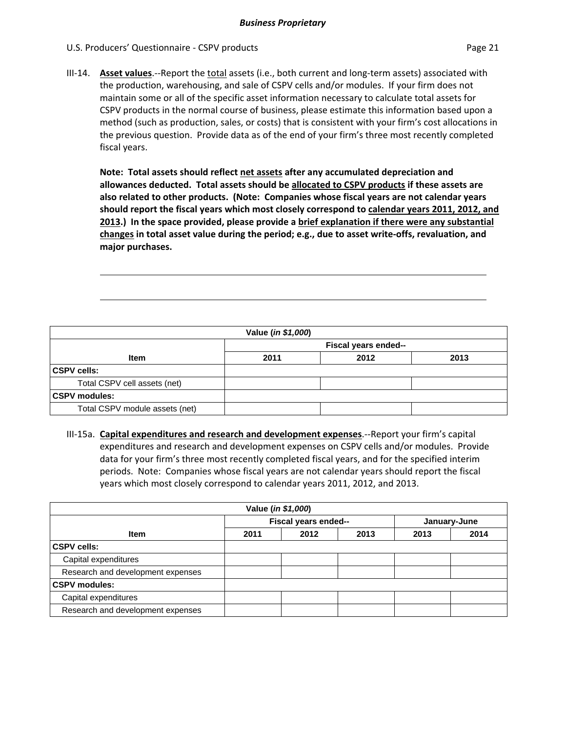III-14. **Asset values**.--Report the total assets (i.e., both current and long-term assets) associated with the production, warehousing, and sale of CSPV cells and/or modules. If your firm does not maintain some or all of the specific asset information necessary to calculate total assets for CSPV products in the normal course of business, please estimate this information based upon a method (such as production, sales, or costs) that is consistent with your firm's cost allocations in the previous question. Provide data as of the end of your firm's three most recently completed fiscal years.

**Note: Total assets should reflect net assets after any accumulated depreciation and allowances deducted. Total assets should be allocated to CSPV products if these assets are also related to other products. (Note: Companies whose fiscal years are not calendar years should report the fiscal years which most closely correspond to calendar years 2011, 2012, and 2013.) In the space provided, please provide a brief explanation if there were any substantial changes in total asset value during the period; e.g., due to asset write-offs, revaluation, and major purchases.**

\_\_\_\_\_\_\_\_\_\_\_\_\_\_\_\_\_\_\_\_\_\_\_\_\_\_\_\_\_\_\_\_\_\_\_\_\_\_\_\_\_\_\_\_\_\_\_\_\_\_\_\_\_\_\_\_\_\_\_\_\_\_

\_\_\_\_\_\_\_\_\_\_\_\_\_\_\_\_\_\_\_\_\_\_\_\_\_\_\_\_\_\_\_\_\_\_\_\_\_\_\_\_\_\_\_\_\_\_\_\_\_\_\_\_\_\_\_\_\_\_\_\_\_\_

| Value (*in $1,000*) | | | |
|---|---|---|---|
| | Fiscal years ended-- | | |
| **Item** | **2011** | **2012** | **2013** |
| **CSPV cells:** | | | |
| Total CSPV cell assets (net) | | | |
| **CSPV modules:** | | | |
| Total CSPV module assets (net) | | | |

III-15a. **Capital expenditures and research and development expenses**.--Report your firm's capital expenditures and research and development expenses on CSPV cells and/or modules. Provide data for your firm's three most recently completed fiscal years, and for the specified interim periods. Note: Companies whose fiscal years are not calendar years should report the fiscal years which most closely correspond to calendar years 2011, 2012, and 2013.

| Value (*in $1,000*) | | | | | |
|---|---|---|---|---|---|
| | Fiscal years ended-- | | | January-June | |
| **Item** | **2011** | **2012** | **2013** | **2013** | **2014** |
| **CSPV cells:** | | | | | |
| Capital expenditures | | | | | |
| Research and development expenses | | | | | |
| **CSPV modules:** | | | | | |
| Capital expenditures | | | | | |
| Research and development expenses | | | | | |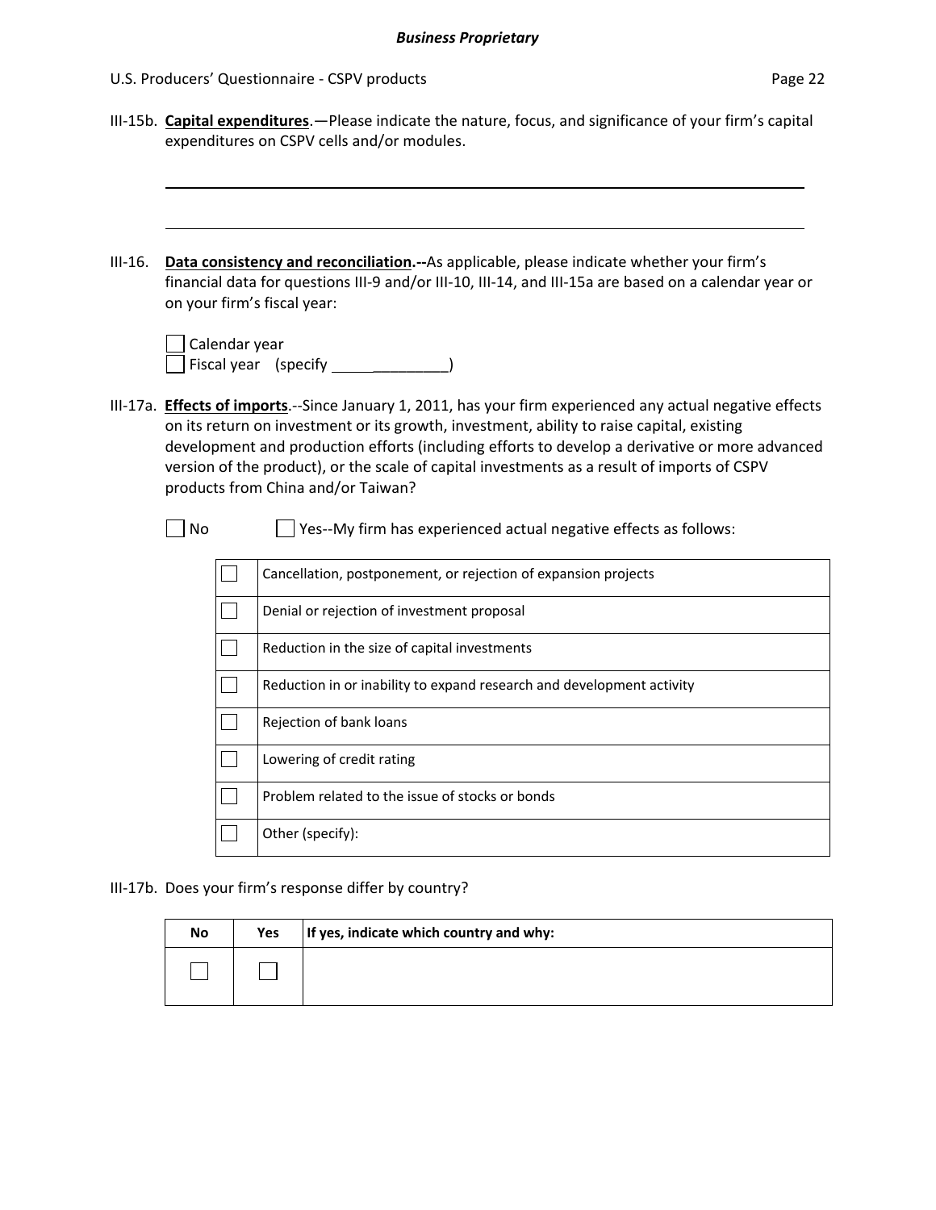III-15b. **Capital expenditures**.—Please indicate the nature, focus, and significance of your firm's capital expenditures on CSPV cells and/or modules.

______________________________________________________________________

______________________________________________________________________

III-16. **Data consistency and reconciliation.--**As applicable, please indicate whether your firm's financial data for questions III-9 and/or III-10, III-14, and III-15a are based on a calendar year or on your firm's fiscal year:

☐ Calendar year
☐ Fiscal year (specify ________________)

III-17a. **Effects of imports**.--Since January 1, 2011, has your firm experienced any actual negative effects on its return on investment or its growth, investment, ability to raise capital, existing development and production efforts (including efforts to develop a derivative or more advanced version of the product), or the scale of capital investments as a result of imports of CSPV products from China and/or Taiwan?

☐ No ☐ Yes--My firm has experienced actual negative effects as follows:

| | |
|---|---|
| ☐ | Cancellation, postponement, or rejection of expansion projects |
| ☐ | Denial or rejection of investment proposal |
| ☐ | Reduction in the size of capital investments |
| ☐ | Reduction in or inability to expand research and development activity |
| ☐ | Rejection of bank loans |
| ☐ | Lowering of credit rating |
| ☐ | Problem related to the issue of stocks or bonds |
| ☐ | Other (specify): |

III-17b. Does your firm's response differ by country?

| No | Yes | If yes, indicate which country and why: |
|---|---|---|
| ☐ | ☐ | |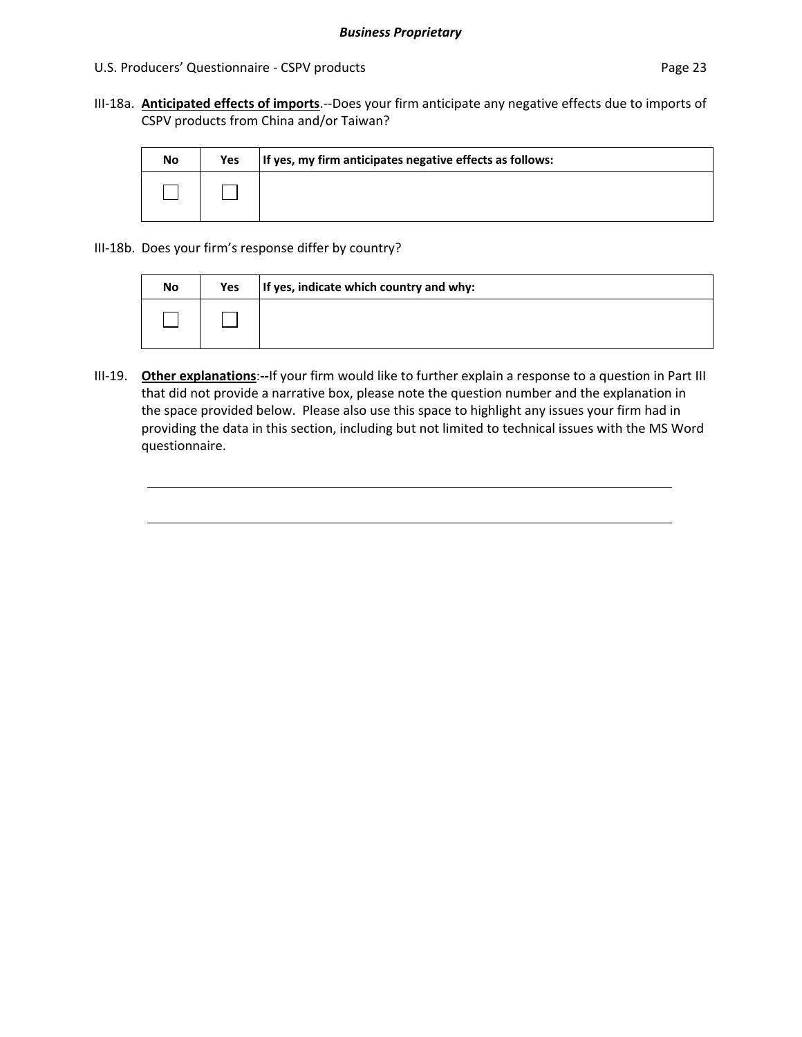III-18a. **Anticipated effects of imports**.--Does your firm anticipate any negative effects due to imports of CSPV products from China and/or Taiwan?

| No | Yes | If yes, my firm anticipates negative effects as follows: |
|---|---|---|
| ☐ | ☐ | |

III-18b. Does your firm's response differ by country?

| No | Yes | If yes, indicate which country and why: |
|---|---|---|
| ☐ | ☐ | |

III-19. **Other explanations**:--If your firm would like to further explain a response to a question in Part III that did not provide a narrative box, please note the question number and the explanation in the space provided below. Please also use this space to highlight any issues your firm had in providing the data in this section, including but not limited to technical issues with the MS Word questionnaire.

\_\_\_\_\_\_\_\_\_\_\_\_\_\_\_\_\_\_\_\_\_\_\_\_\_\_\_\_\_\_\_\_\_\_\_\_\_\_\_\_\_\_\_\_\_\_\_\_\_\_\_\_\_\_\_\_\_\_\_\_\_\_\_\_\_\_\_\_

\_\_\_\_\_\_\_\_\_\_\_\_\_\_\_\_\_\_\_\_\_\_\_\_\_\_\_\_\_\_\_\_\_\_\_\_\_\_\_\_\_\_\_\_\_\_\_\_\_\_\_\_\_\_\_\_\_\_\_\_\_\_\_\_\_\_\_\_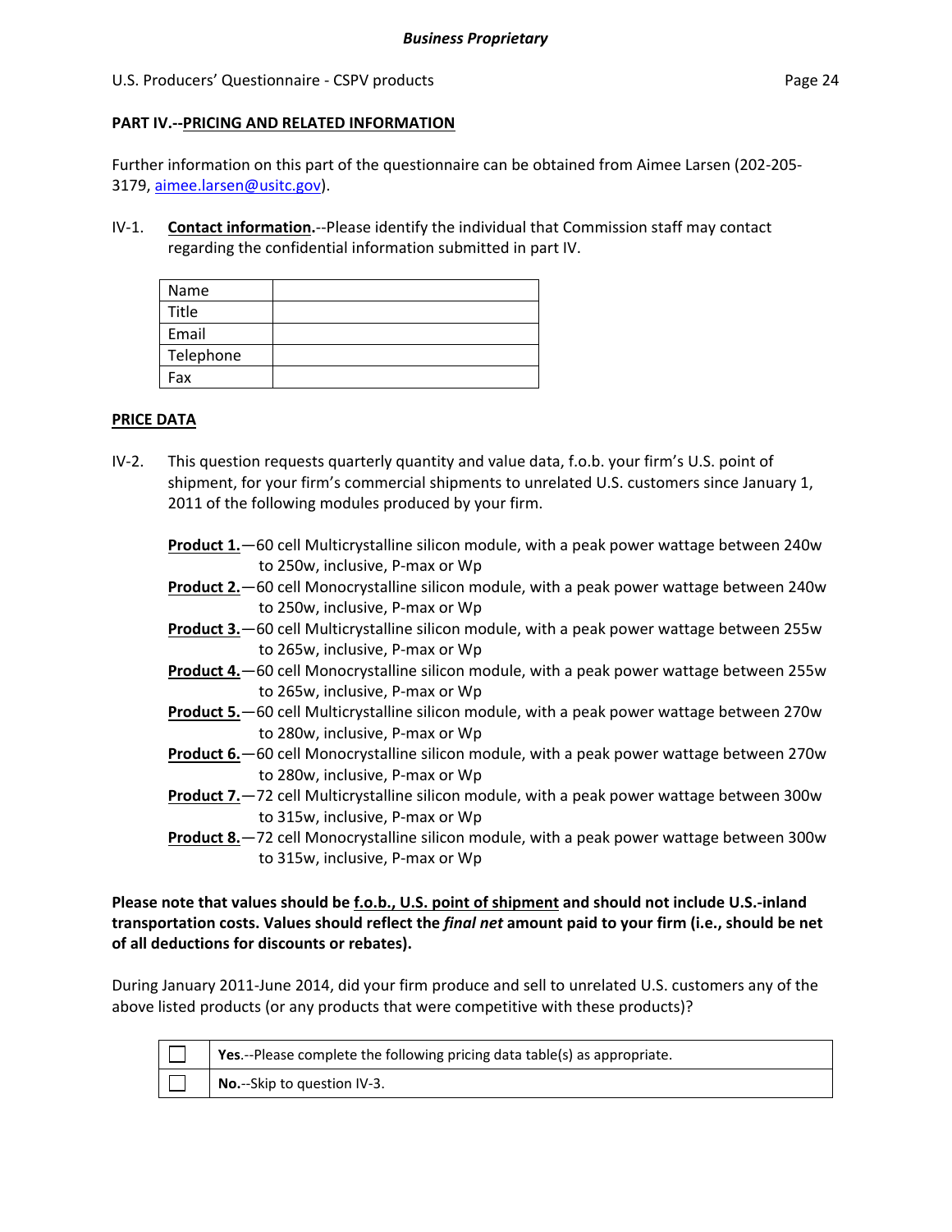## PART IV.--PRICING AND RELATED INFORMATION

Further information on this part of the questionnaire can be obtained from Aimee Larsen (202-205-3179, aimee.larsen@usitc.gov).

IV-1. **Contact information.**--Please identify the individual that Commission staff may contact regarding the confidential information submitted in part IV.

| Name | |
|---|---|
| Title | |
| Email | |
| Telephone | |
| Fax | |

### PRICE DATA

IV-2. This question requests quarterly quantity and value data, f.o.b. your firm's U.S. point of shipment, for your firm's commercial shipments to unrelated U.S. customers since January 1, 2011 of the following modules produced by your firm.

**Product 1.**—60 cell Multicrystalline silicon module, with a peak power wattage between 240w to 250w, inclusive, P-max or Wp

**Product 2.**—60 cell Monocrystalline silicon module, with a peak power wattage between 240w to 250w, inclusive, P-max or Wp

**Product 3.**—60 cell Multicrystalline silicon module, with a peak power wattage between 255w to 265w, inclusive, P-max or Wp

**Product 4.**—60 cell Monocrystalline silicon module, with a peak power wattage between 255w to 265w, inclusive, P-max or Wp

**Product 5.**—60 cell Multicrystalline silicon module, with a peak power wattage between 270w to 280w, inclusive, P-max or Wp

**Product 6.**—60 cell Monocrystalline silicon module, with a peak power wattage between 270w to 280w, inclusive, P-max or Wp

**Product 7.**—72 cell Multicrystalline silicon module, with a peak power wattage between 300w to 315w, inclusive, P-max or Wp

**Product 8.**—72 cell Monocrystalline silicon module, with a peak power wattage between 300w to 315w, inclusive, P-max or Wp

**Please note that values should be f.o.b., U.S. point of shipment and should not include U.S.-inland transportation costs. Values should reflect the *final net* amount paid to your firm (i.e., should be net of all deductions for discounts or rebates).**

During January 2011-June 2014, did your firm produce and sell to unrelated U.S. customers any of the above listed products (or any products that were competitive with these products)?

| | |
|---|---|
| ☐ | **Yes**.--Please complete the following pricing data table(s) as appropriate. |
| ☐ | **No.**--Skip to question IV-3. |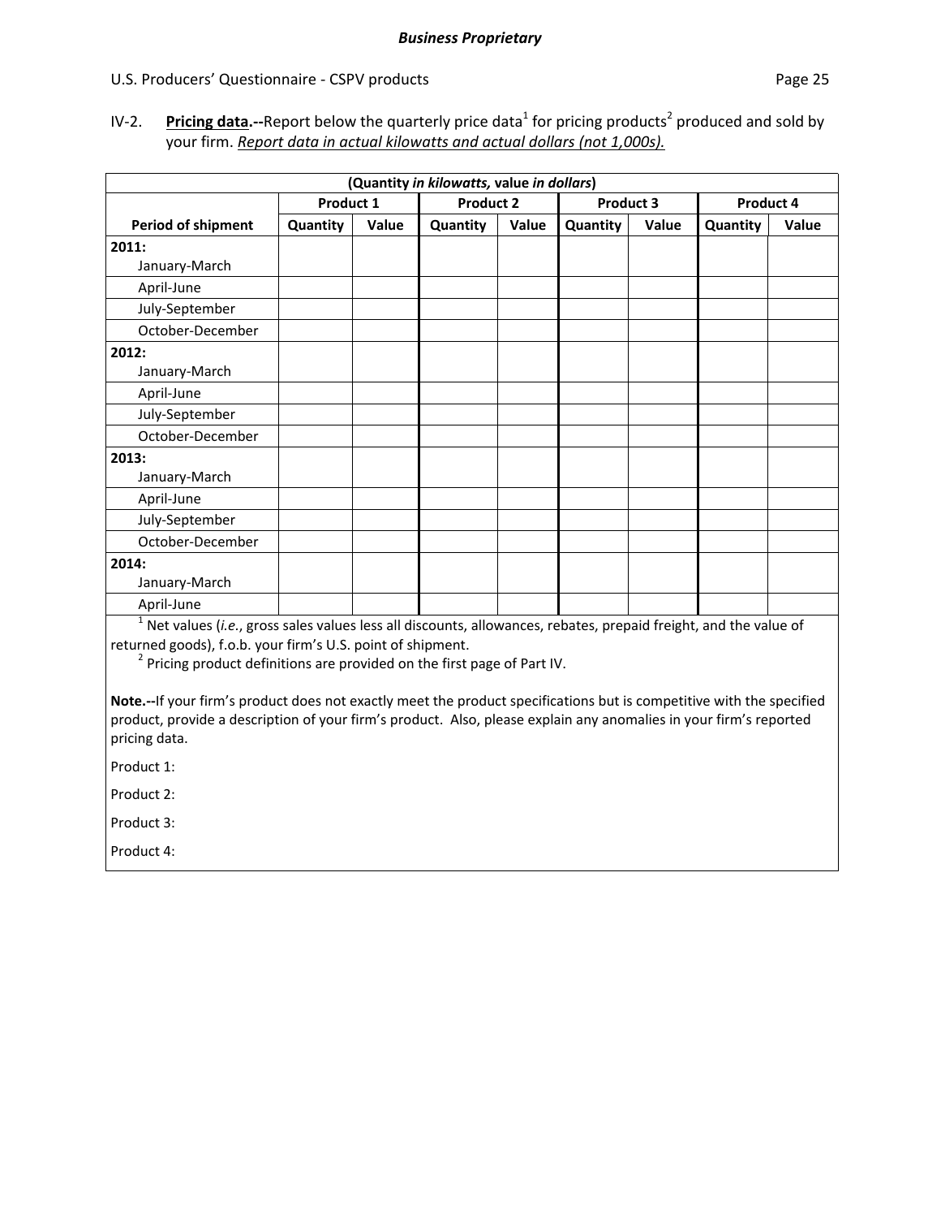IV-2. **Pricing data.--**Report below the quarterly price data[1] for pricing products[2] produced and sold by your firm. ***Report data in actual kilowatts and actual dollars (not 1,000s).***

| (Quantity *in kilowatts,* value *in dollars*) | | | | | | | | |
|---|---|---|---|---|---|---|---|---|
| | Product 1 | | Product 2 | | Product 3 | | Product 4 | |
| **Period of shipment** | **Quantity** | **Value** | **Quantity** | **Value** | **Quantity** | **Value** | **Quantity** | **Value** |
| **2011:** January-March | | | | | | | | |
| April-June | | | | | | | | |
| July-September | | | | | | | | |
| October-December | | | | | | | | |
| **2012:** January-March | | | | | | | | |
| April-June | | | | | | | | |
| July-September | | | | | | | | |
| October-December | | | | | | | | |
| **2013:** January-March | | | | | | | | |
| April-June | | | | | | | | |
| July-September | | | | | | | | |
| October-December | | | | | | | | |
| **2014:** January-March | | | | | | | | |
| April-June | | | | | | | | |

[1] Net values (*i.e.*, gross sales values less all discounts, allowances, rebates, prepaid freight, and the value of returned goods), f.o.b. your firm's U.S. point of shipment.

[2] Pricing product definitions are provided on the first page of Part IV.

**Note.--**If your firm's product does not exactly meet the product specifications but is competitive with the specified product, provide a description of your firm's product. Also, please explain any anomalies in your firm's reported pricing data.

Product 1:

Product 2:

Product 3:

Product 4: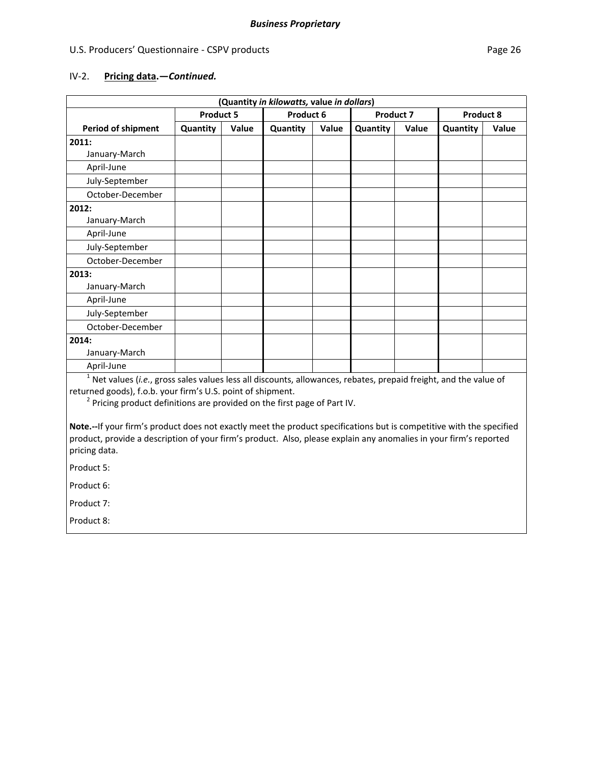**Business Proprietary**

IV-2. **Pricing data.—*Continued.***

| (Quantity *in kilowatts,* value *in dollars*) | | | | | | | | |
|---|---|---|---|---|---|---|---|---|
| | Product 5 | | Product 6 | | Product 7 | | Product 8 | |
| **Period of shipment** | **Quantity** | **Value** | **Quantity** | **Value** | **Quantity** | **Value** | **Quantity** | **Value** |
| **2011:** January-March | | | | | | | | |
| April-June | | | | | | | | |
| July-September | | | | | | | | |
| October-December | | | | | | | | |
| **2012:** January-March | | | | | | | | |
| April-June | | | | | | | | |
| July-September | | | | | | | | |
| October-December | | | | | | | | |
| **2013:** January-March | | | | | | | | |
| April-June | | | | | | | | |
| July-September | | | | | | | | |
| October-December | | | | | | | | |
| **2014:** January-March | | | | | | | | |
| April-June | | | | | | | | |

[1] Net values (*i.e.*, gross sales values less all discounts, allowances, rebates, prepaid freight, and the value of returned goods), f.o.b. your firm's U.S. point of shipment.

[2] Pricing product definitions are provided on the first page of Part IV.

**Note.--**If your firm's product does not exactly meet the product specifications but is competitive with the specified product, provide a description of your firm's product. Also, please explain any anomalies in your firm's reported pricing data.

Product 5:

Product 6:

Product 7:

Product 8: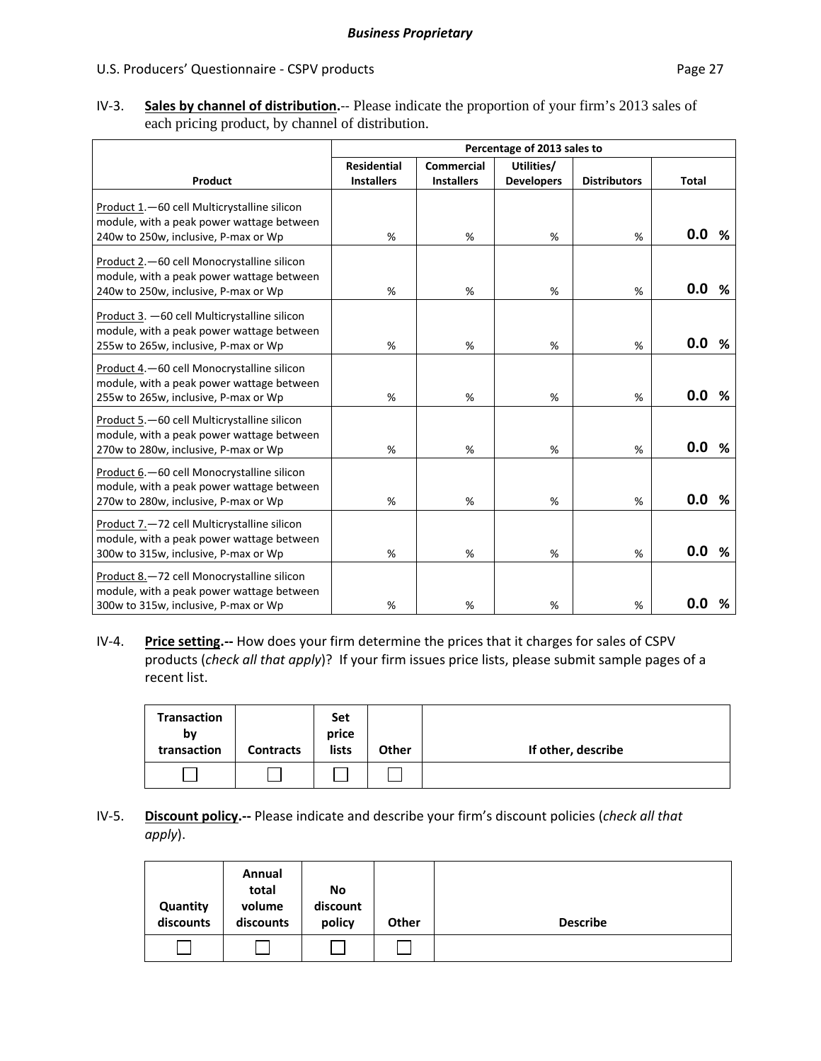**IV-3. Sales by channel of distribution.**-- Please indicate the proportion of your firm's 2013 sales of each pricing product, by channel of distribution.

| Product | Percentage of 2013 sales to | | | | |
|---|---|---|---|---|---|
| | Residential Installers | Commercial Installers | Utilities/ Developers | Distributors | Total |
| Product 1.—60 cell Multicrystalline silicon module, with a peak power wattage between 240w to 250w, inclusive, P-max or Wp | % | % | % | % | **0.0 %** |
| Product 2.—60 cell Monocrystalline silicon module, with a peak power wattage between 240w to 250w, inclusive, P-max or Wp | % | % | % | % | **0.0 %** |
| Product 3. —60 cell Multicrystalline silicon module, with a peak power wattage between 255w to 265w, inclusive, P-max or Wp | % | % | % | % | **0.0 %** |
| Product 4.—60 cell Monocrystalline silicon module, with a peak power wattage between 255w to 265w, inclusive, P-max or Wp | % | % | % | % | **0.0 %** |
| Product 5.—60 cell Multicrystalline silicon module, with a peak power wattage between 270w to 280w, inclusive, P-max or Wp | % | % | % | % | **0.0 %** |
| Product 6.—60 cell Monocrystalline silicon module, with a peak power wattage between 270w to 280w, inclusive, P-max or Wp | % | % | % | % | **0.0 %** |
| Product 7.—72 cell Multicrystalline silicon module, with a peak power wattage between 300w to 315w, inclusive, P-max or Wp | % | % | % | % | **0.0 %** |
| Product 8.—72 cell Monocrystalline silicon module, with a peak power wattage between 300w to 315w, inclusive, P-max or Wp | % | % | % | % | **0.0 %** |

**IV-4. Price setting.--** How does your firm determine the prices that it charges for sales of CSPV products (*check all that apply*)? If your firm issues price lists, please submit sample pages of a recent list.

| Transaction by transaction | Contracts | Set price lists | Other | If other, describe |
|---|---|---|---|---|
| ☐ | ☐ | ☐ | ☐ | |

**IV-5. Discount policy.--** Please indicate and describe your firm's discount policies (*check all that apply*).

| Quantity discounts | Annual total volume discounts | No discount policy | Other | Describe |
|---|---|---|---|---|
| ☐ | ☐ | ☐ | ☐ | |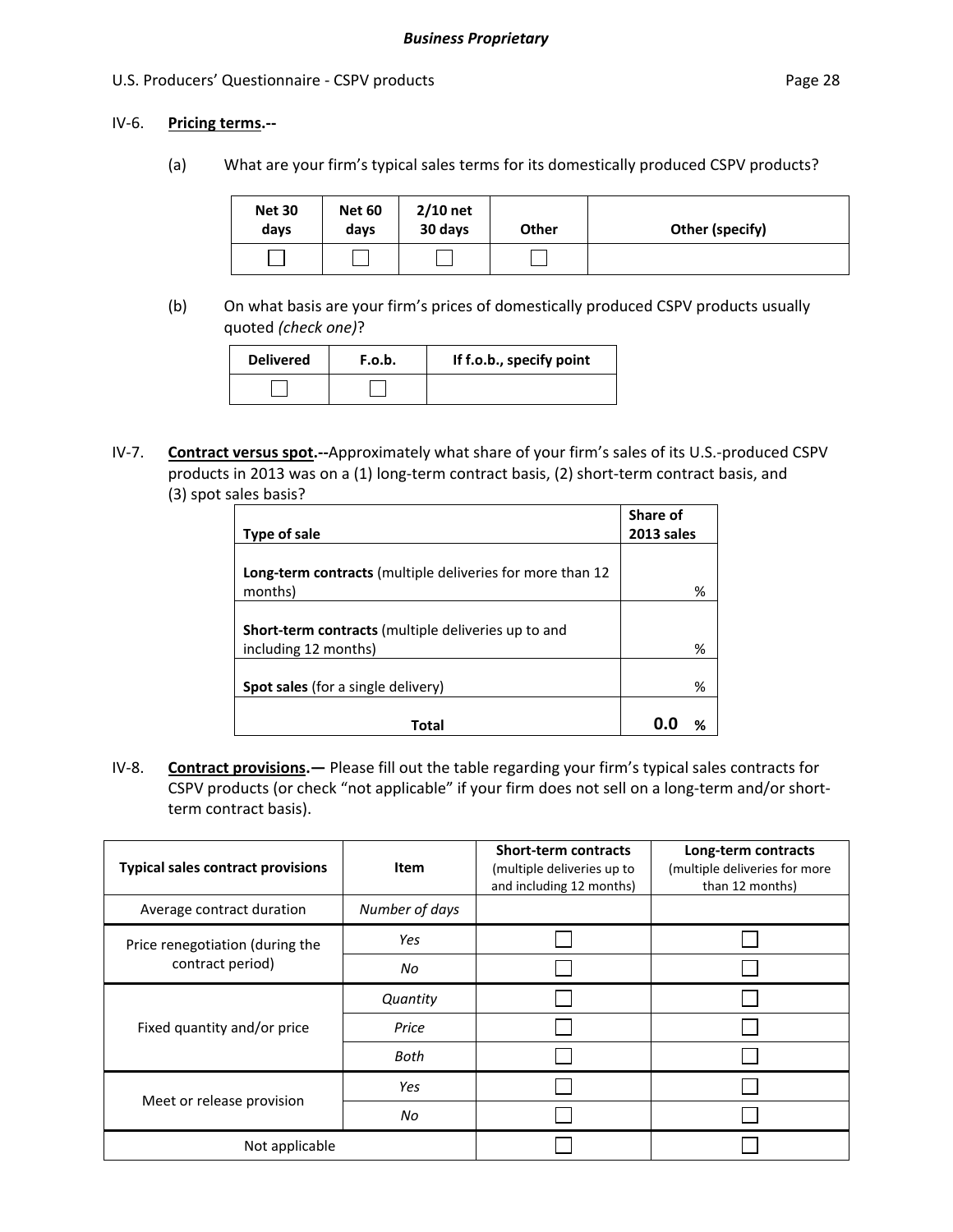IV-6. **Pricing terms.--**

(a) What are your firm's typical sales terms for its domestically produced CSPV products?

| Net 30 days | Net 60 days | 2/10 net 30 days | Other | Other (specify) |
|---|---|---|---|---|
| ☐ | ☐ | ☐ | ☐ | |

(b) On what basis are your firm's prices of domestically produced CSPV products usually quoted *(check one)*?

| Delivered | F.o.b. | If f.o.b., specify point |
|---|---|---|
| ☐ | ☐ | |

IV-7. **Contract versus spot.--**Approximately what share of your firm's sales of its U.S.-produced CSPV products in 2013 was on a (1) long-term contract basis, (2) short-term contract basis, and (3) spot sales basis?

| Type of sale | Share of 2013 sales |
|---|---|
| **Long-term contracts** (multiple deliveries for more than 12 months) | % |
| **Short-term contracts** (multiple deliveries up to and including 12 months) | % |
| **Spot sales** (for a single delivery) | % |
| **Total** | **0.0 %** |

IV-8. **Contract provisions.—** Please fill out the table regarding your firm's typical sales contracts for CSPV products (or check "not applicable" if your firm does not sell on a long-term and/or short-term contract basis).

| Typical sales contract provisions | Item | Short-term contracts (multiple deliveries up to and including 12 months) | Long-term contracts (multiple deliveries for more than 12 months) |
|---|---|---|---|
| Average contract duration | *Number of days* | | |
| Price renegotiation (during the contract period) | *Yes* | ☐ | ☐ |
| | *No* | ☐ | ☐ |
| Fixed quantity and/or price | *Quantity* | ☐ | ☐ |
| | *Price* | ☐ | ☐ |
| | *Both* | ☐ | ☐ |
| Meet or release provision | *Yes* | ☐ | ☐ |
| | *No* | ☐ | ☐ |
| Not applicable | | ☐ | ☐ |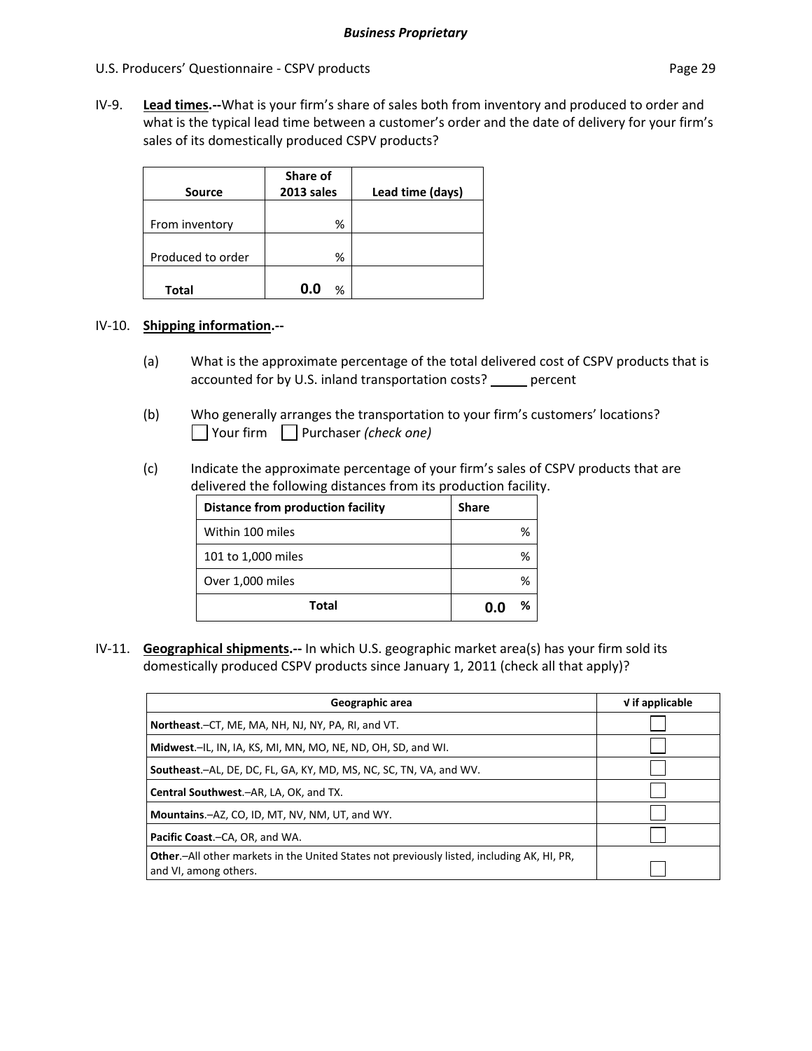**IV-9. Lead times.--**What is your firm's share of sales both from inventory and produced to order and what is the typical lead time between a customer's order and the date of delivery for your firm's sales of its domestically produced CSPV products?

| Source | Share of 2013 sales | Lead time (days) |
|---|---|---|
| From inventory | % | |
| Produced to order | % | |
| **Total** | **0.0** % | |

**IV-10. Shipping information.--**

(a) What is the approximate percentage of the total delivered cost of CSPV products that is accounted for by U.S. inland transportation costs? _____ percent

(b) Who generally arranges the transportation to your firm's customers' locations?
☐ Your firm ☐ Purchaser *(check one)*

(c) Indicate the approximate percentage of your firm's sales of CSPV products that are delivered the following distances from its production facility.

| Distance from production facility | Share |
|---|---|
| Within 100 miles | % |
| 101 to 1,000 miles | % |
| Over 1,000 miles | % |
| **Total** | **0.0 %** |

**IV-11. Geographical shipments.--** In which U.S. geographic market area(s) has your firm sold its domestically produced CSPV products since January 1, 2011 (check all that apply)?

| Geographic area | √ if applicable |
|---|---|
| **Northeast**.–CT, ME, MA, NH, NJ, NY, PA, RI, and VT. | ☐ |
| **Midwest**.–IL, IN, IA, KS, MI, MN, MO, NE, ND, OH, SD, and WI. | ☐ |
| **Southeast**.–AL, DE, DC, FL, GA, KY, MD, MS, NC, SC, TN, VA, and WV. | ☐ |
| **Central Southwest**.–AR, LA, OK, and TX. | ☐ |
| **Mountains**.–AZ, CO, ID, MT, NV, NM, UT, and WY. | ☐ |
| **Pacific Coast**.–CA, OR, and WA. | ☐ |
| **Other**.–All other markets in the United States not previously listed, including AK, HI, PR, and VI, among others. | ☐ |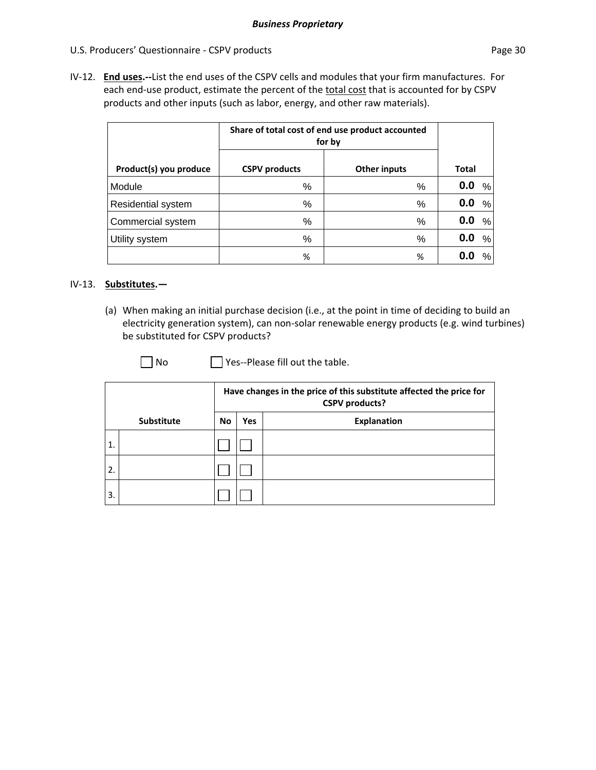IV-12. **End uses.--**List the end uses of the CSPV cells and modules that your firm manufactures. For each end-use product, estimate the percent of the total cost that is accounted for by CSPV products and other inputs (such as labor, energy, and other raw materials).

| Product(s) you produce | Share of total cost of end use product accounted for by | | Total |
|---|---|---|---|
| | CSPV products | Other inputs | |
| Module | % | % | 0.0 % |
| Residential system | % | % | 0.0 % |
| Commercial system | % | % | 0.0 % |
| Utility system | % | % | 0.0 % |
| | % | % | 0.0 % |

IV-13. **Substitutes.—**

(a) When making an initial purchase decision (i.e., at the point in time of deciding to build an electricity generation system), can non-solar renewable energy products (e.g. wind turbines) be substituted for CSPV products?

☐ No ☐ Yes--Please fill out the table.

| | Substitute | Have changes in the price of this substitute affected the price for CSPV products? | | |
|---|---|---|---|---|
| | | No | Yes | Explanation |
| 1. | | ☐ | ☐ | |
| 2. | | ☐ | ☐ | |
| 3. | | ☐ | ☐ | |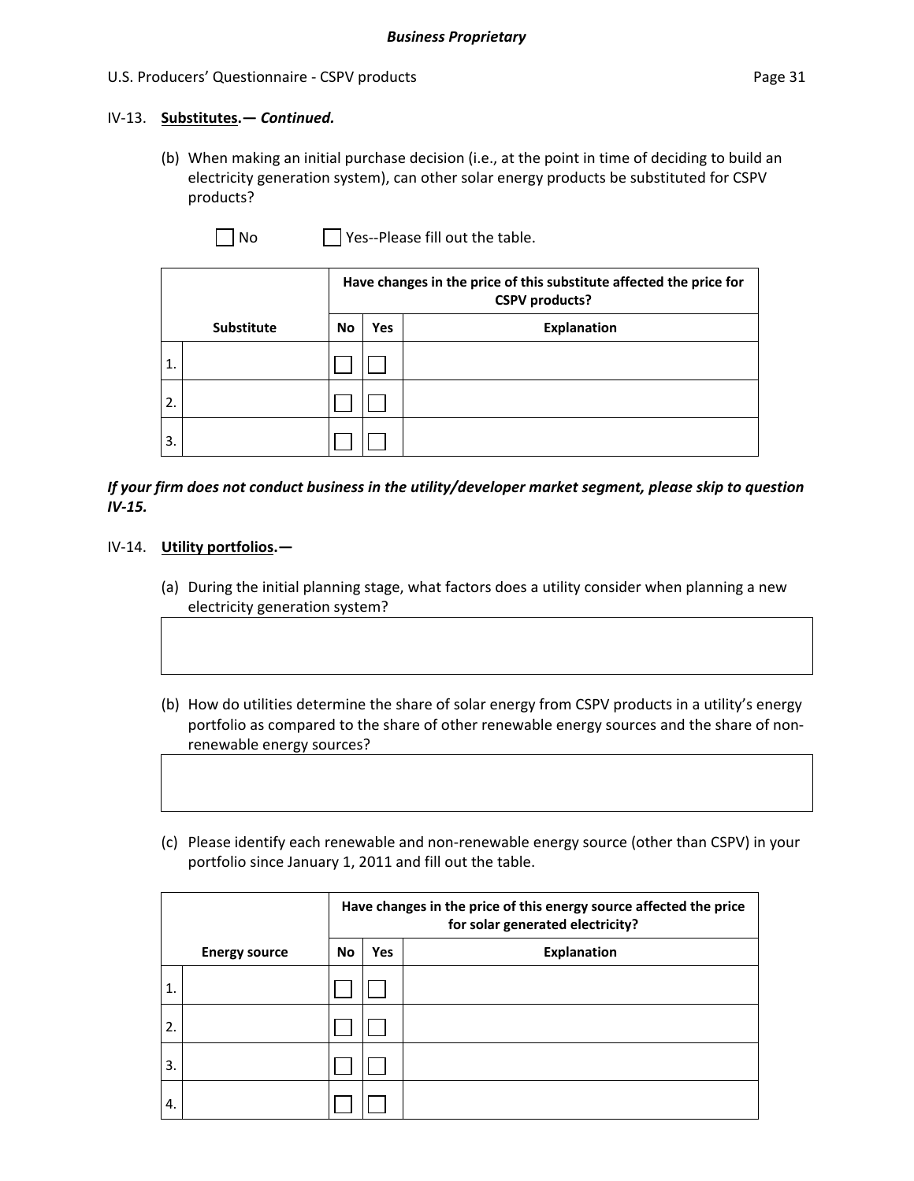IV-13. **Substitutes.— *Continued.***

(b) When making an initial purchase decision (i.e., at the point in time of deciding to build an electricity generation system), can other solar energy products be substituted for CSPV products?

☐ No ☐ Yes--Please fill out the table.

| | Substitute | Have changes in the price of this substitute affected the price for CSPV products? | | |
|---|---|---|---|---|
| | | No | Yes | Explanation |
| 1. | | ☐ | ☐ | |
| 2. | | ☐ | ☐ | |
| 3. | | ☐ | ☐ | |

***If your firm does not conduct business in the utility/developer market segment, please skip to question IV-15.***

IV-14. **Utility portfolios.—**

(a) During the initial planning stage, what factors does a utility consider when planning a new electricity generation system?

| |
|---|
| |

(b) How do utilities determine the share of solar energy from CSPV products in a utility's energy portfolio as compared to the share of other renewable energy sources and the share of non-renewable energy sources?

| |
|---|
| |

(c) Please identify each renewable and non-renewable energy source (other than CSPV) in your portfolio since January 1, 2011 and fill out the table.

| | Energy source | Have changes in the price of this energy source affected the price for solar generated electricity? | | |
|---|---|---|---|---|
| | | No | Yes | Explanation |
| 1. | | ☐ | ☐ | |
| 2. | | ☐ | ☐ | |
| 3. | | ☐ | ☐ | |
| 4. | | ☐ | ☐ | |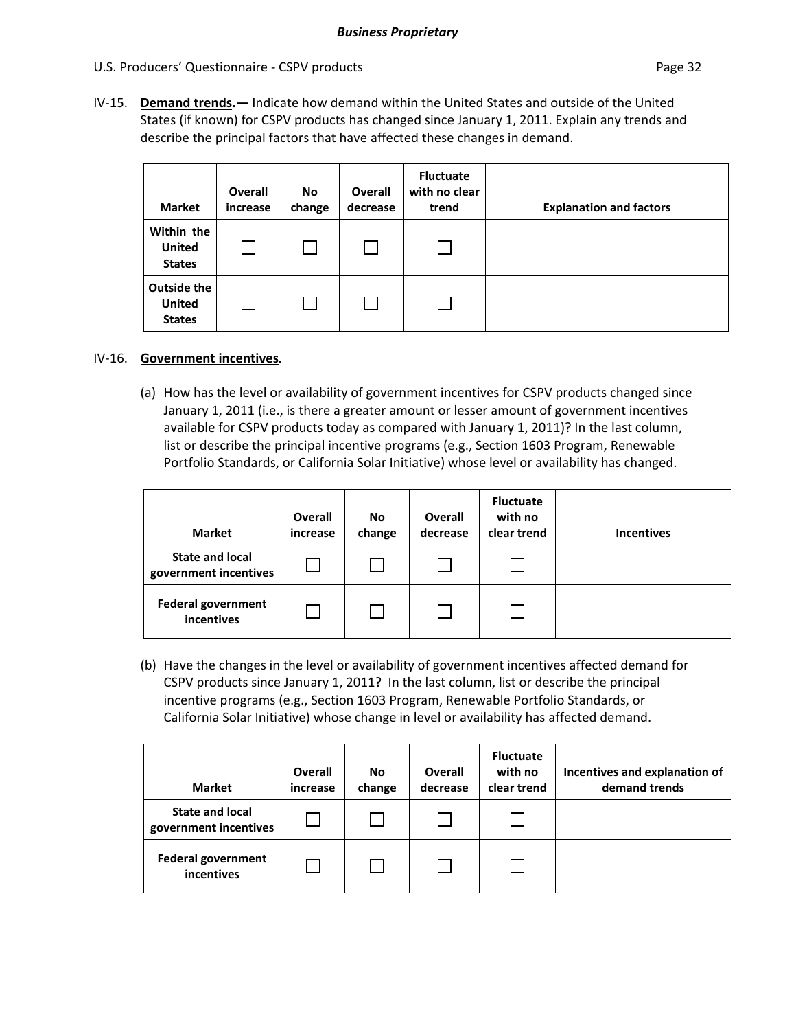IV-15. **Demand trends.—** Indicate how demand within the United States and outside of the United States (if known) for CSPV products has changed since January 1, 2011. Explain any trends and describe the principal factors that have affected these changes in demand.

| Market | Overall increase | No change | Overall decrease | Fluctuate with no clear trend | Explanation and factors |
|---|---|---|---|---|---|
| Within the United States | ☐ | ☐ | ☐ | ☐ | |
| Outside the United States | ☐ | ☐ | ☐ | ☐ | |

IV-16. **Government incentives.**

(a) How has the level or availability of government incentives for CSPV products changed since January 1, 2011 (i.e., is there a greater amount or lesser amount of government incentives available for CSPV products today as compared with January 1, 2011)? In the last column, list or describe the principal incentive programs (e.g., Section 1603 Program, Renewable Portfolio Standards, or California Solar Initiative) whose level or availability has changed.

| Market | Overall increase | No change | Overall decrease | Fluctuate with no clear trend | Incentives |
|---|---|---|---|---|---|
| State and local government incentives | ☐ | ☐ | ☐ | ☐ | |
| Federal government incentives | ☐ | ☐ | ☐ | ☐ | |

(b) Have the changes in the level or availability of government incentives affected demand for CSPV products since January 1, 2011? In the last column, list or describe the principal incentive programs (e.g., Section 1603 Program, Renewable Portfolio Standards, or California Solar Initiative) whose change in level or availability has affected demand.

| Market | Overall increase | No change | Overall decrease | Fluctuate with no clear trend | Incentives and explanation of demand trends |
|---|---|---|---|---|---|
| State and local government incentives | ☐ | ☐ | ☐ | ☐ | |
| Federal government incentives | ☐ | ☐ | ☐ | ☐ | |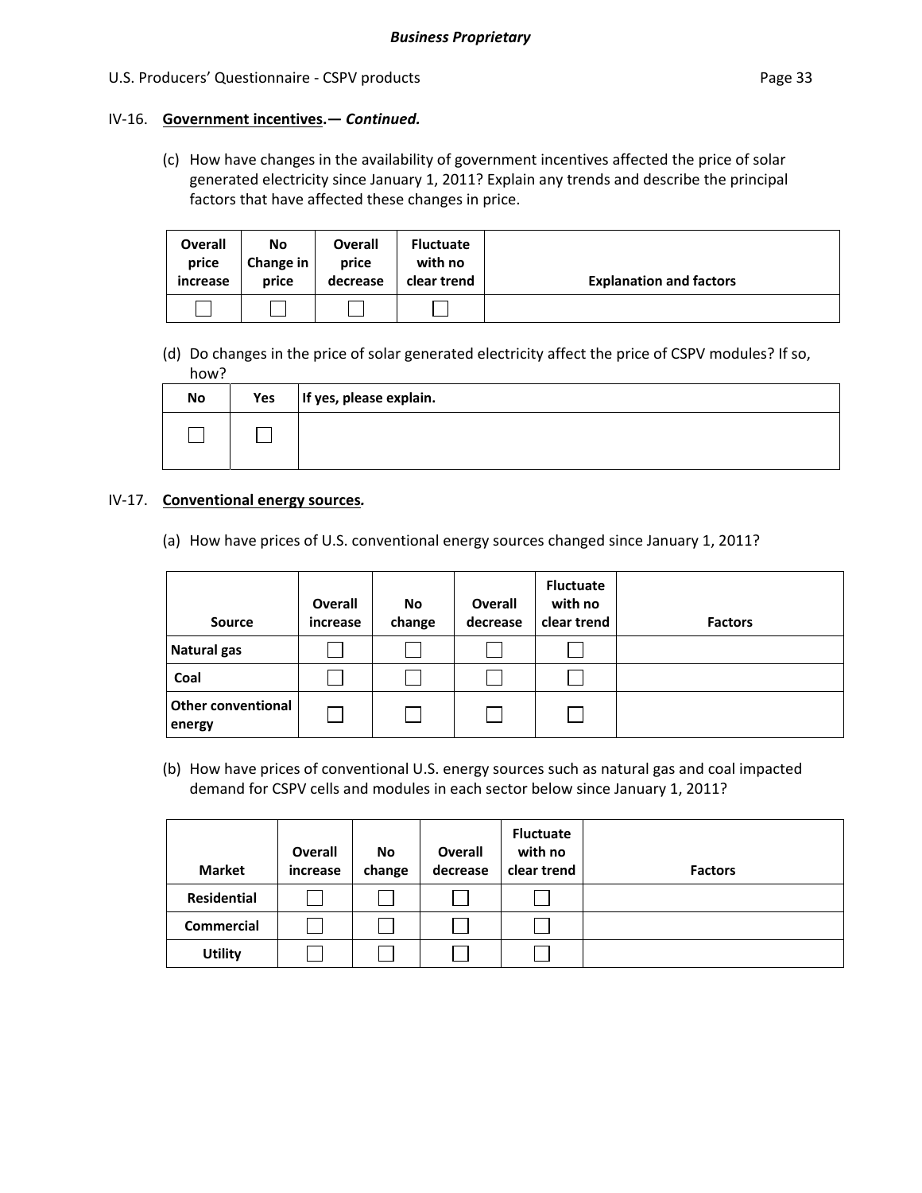IV-16. **Government incentives.— *Continued.***

(c) How have changes in the availability of government incentives affected the price of solar generated electricity since January 1, 2011? Explain any trends and describe the principal factors that have affected these changes in price.

| Overall price increase | No Change in price | Overall price decrease | Fluctuate with no clear trend | Explanation and factors |
|---|---|---|---|---|
| ☐ | ☐ | ☐ | ☐ | |

(d) Do changes in the price of solar generated electricity affect the price of CSPV modules? If so, how?

| No | Yes | If yes, please explain. |
|---|---|---|
| ☐ | ☐ | |

IV-17. **Conventional energy sources*.***

(a) How have prices of U.S. conventional energy sources changed since January 1, 2011?

| Source | Overall increase | No change | Overall decrease | Fluctuate with no clear trend | Factors |
|---|---|---|---|---|---|
| Natural gas | ☐ | ☐ | ☐ | ☐ | |
| Coal | ☐ | ☐ | ☐ | ☐ | |
| Other conventional energy | ☐ | ☐ | ☐ | ☐ | |

(b) How have prices of conventional U.S. energy sources such as natural gas and coal impacted demand for CSPV cells and modules in each sector below since January 1, 2011?

| Market | Overall increase | No change | Overall decrease | Fluctuate with no clear trend | Factors |
|---|---|---|---|---|---|
| Residential | ☐ | ☐ | ☐ | ☐ | |
| Commercial | ☐ | ☐ | ☐ | ☐ | |
| Utility | ☐ | ☐ | ☐ | ☐ | |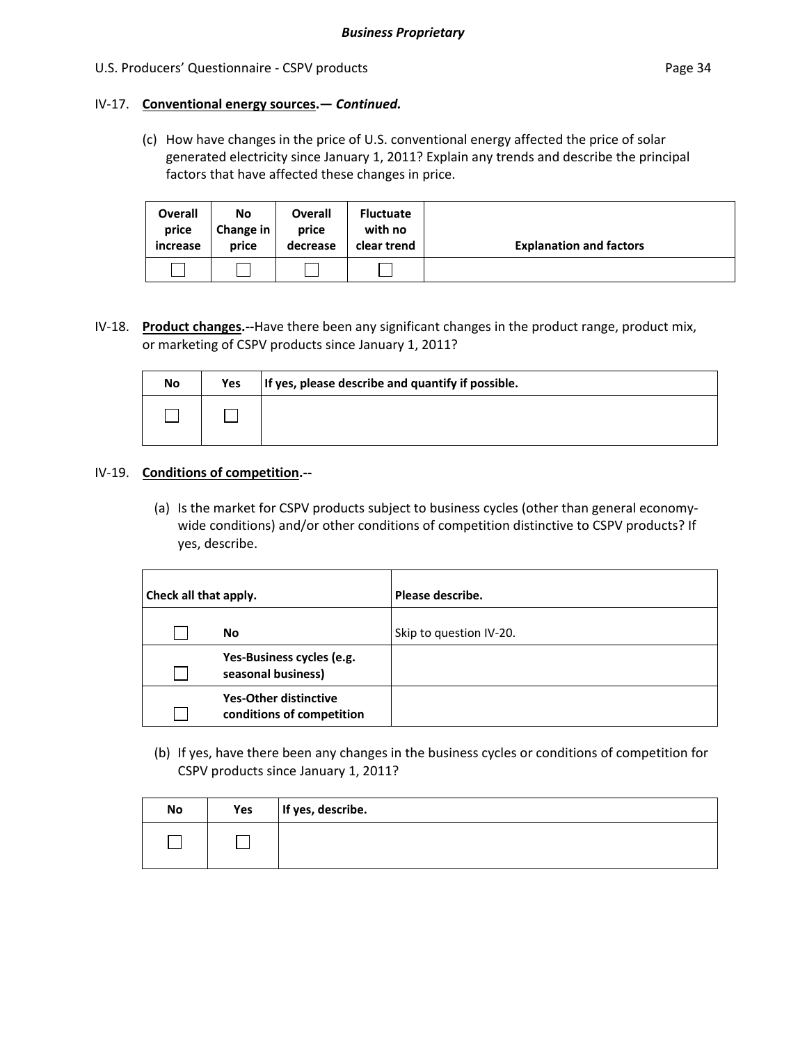IV-17. **Conventional energy sources.—** ***Continued.***

(c) How have changes in the price of U.S. conventional energy affected the price of solar generated electricity since January 1, 2011? Explain any trends and describe the principal factors that have affected these changes in price.

| Overall price increase | No Change in price | Overall price decrease | Fluctuate with no clear trend | Explanation and factors |
| --- | --- | --- | --- | --- |
| ☐ | ☐ | ☐ | ☐ | |

IV-18. **Product changes.--**Have there been any significant changes in the product range, product mix, or marketing of CSPV products since January 1, 2011?

| No | Yes | If yes, please describe and quantify if possible. |
| --- | --- | --- |
| ☐ | ☐ | |

IV-19. **Conditions of competition.--**

(a) Is the market for CSPV products subject to business cycles (other than general economy-wide conditions) and/or other conditions of competition distinctive to CSPV products? If yes, describe.

| Check all that apply. | | Please describe. |
| --- | --- | --- |
| ☐ | **No** | Skip to question IV-20. |
| ☐ | **Yes-Business cycles (e.g. seasonal business)** | |
| ☐ | **Yes-Other distinctive conditions of competition** | |

(b) If yes, have there been any changes in the business cycles or conditions of competition for CSPV products since January 1, 2011?

| No | Yes | If yes, describe. |
| --- | --- | --- |
| ☐ | ☐ | |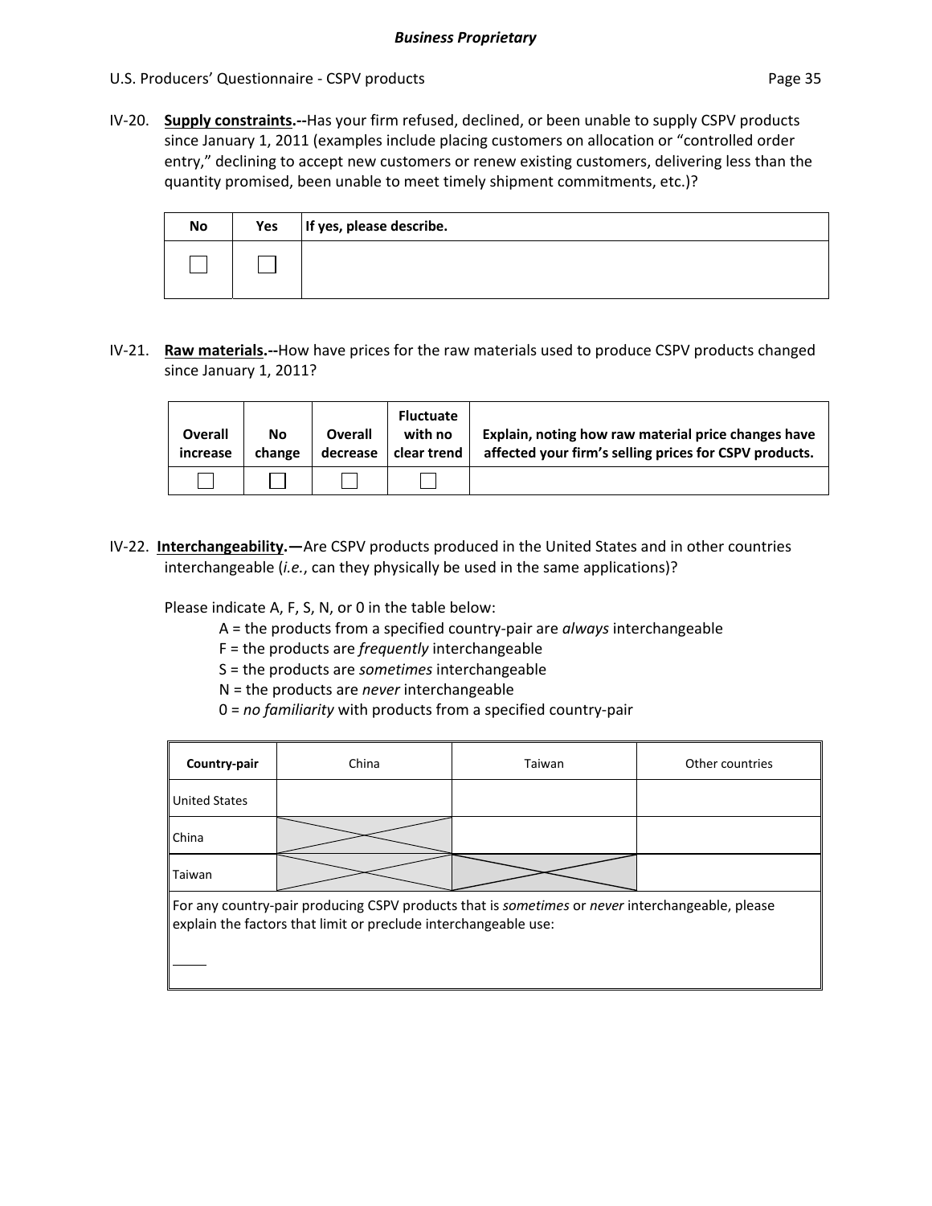**IV-20. Supply constraints.--**Has your firm refused, declined, or been unable to supply CSPV products since January 1, 2011 (examples include placing customers on allocation or "controlled order entry," declining to accept new customers or renew existing customers, delivering less than the quantity promised, been unable to meet timely shipment commitments, etc.)?

| No | Yes | If yes, please describe. |
|---|---|---|
| ☐ | ☐ | |

**IV-21. Raw materials.--**How have prices for the raw materials used to produce CSPV products changed since January 1, 2011?

| Overall increase | No change | Overall decrease | Fluctuate with no clear trend | Explain, noting how raw material price changes have affected your firm's selling prices for CSPV products. |
|---|---|---|---|---|
| ☐ | ☐ | ☐ | ☐ | |

**IV-22. Interchangeability.—**Are CSPV products produced in the United States and in other countries interchangeable (*i.e.*, can they physically be used in the same applications)?

Please indicate A, F, S, N, or 0 in the table below:

- A = the products from a specified country-pair are *always* interchangeable
- F = the products are *frequently* interchangeable
- S = the products are *sometimes* interchangeable
- N = the products are *never* interchangeable
- 0 = *no familiarity* with products from a specified country-pair

| Country-pair | China | Taiwan | Other countries |
|---|---|---|---|
| United States | | | |
| China | X | | |
| Taiwan | X | X | |

For any country-pair producing CSPV products that is *sometimes* or *never* interchangeable, please explain the factors that limit or preclude interchangeable use:

_____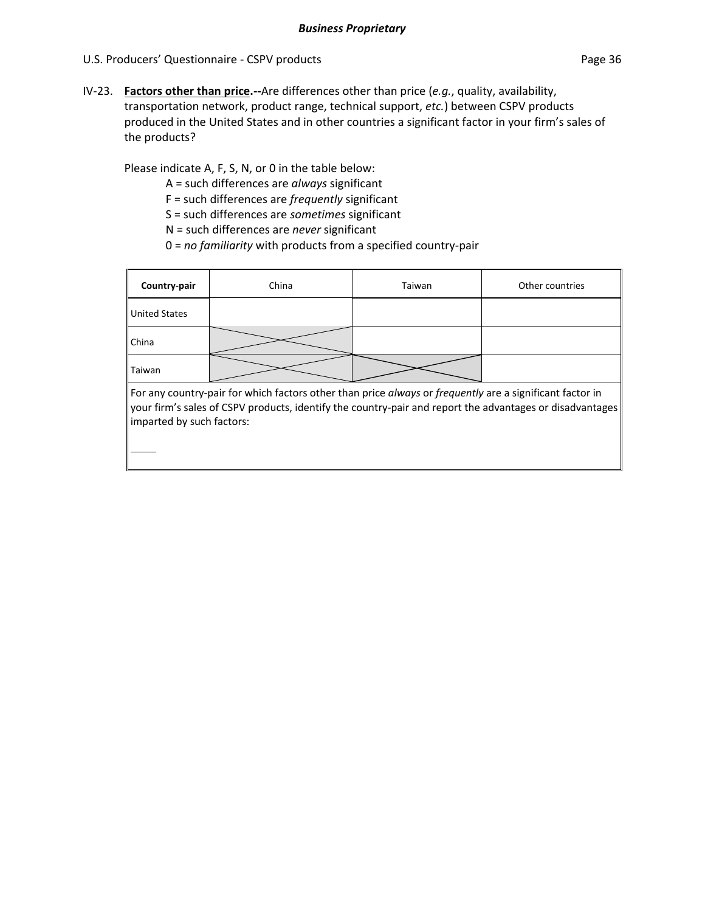IV-23. **Factors other than price.--**Are differences other than price (*e.g.*, quality, availability, transportation network, product range, technical support, *etc.*) between CSPV products produced in the United States and in other countries a significant factor in your firm's sales of the products?

Please indicate A, F, S, N, or 0 in the table below:

A = such differences are *always* significant
F = such differences are *frequently* significant
S = such differences are *sometimes* significant
N = such differences are *never* significant
0 = *no familiarity* with products from a specified country-pair

| **Country-pair** | China | Taiwan | Other countries |
|---|---|---|---|
| United States | | | |
| China | X | | |
| Taiwan | X | X | |

For any country-pair for which factors other than price *always* or *frequently* are a significant factor in your firm's sales of CSPV products, identify the country-pair and report the advantages or disadvantages imparted by such factors:

_____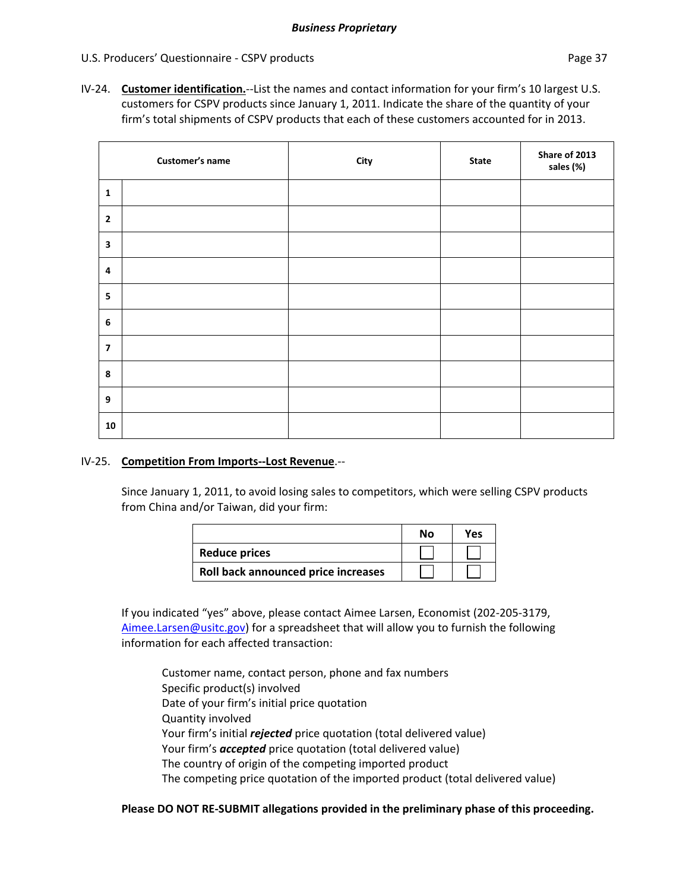**IV-24. <u>Customer identification.</u>**--List the names and contact information for your firm's 10 largest U.S. customers for CSPV products since January 1, 2011. Indicate the share of the quantity of your firm's total shipments of CSPV products that each of these customers accounted for in 2013.

| | Customer's name | City | State | Share of 2013 sales (%) |
|---|---|---|---|---|
| **1** | | | | |
| **2** | | | | |
| **3** | | | | |
| **4** | | | | |
| **5** | | | | |
| **6** | | | | |
| **7** | | | | |
| **8** | | | | |
| **9** | | | | |
| **10** | | | | |

**IV-25. <u>Competition From Imports--Lost Revenue</u>.**--

Since January 1, 2011, to avoid losing sales to competitors, which were selling CSPV products from China and/or Taiwan, did your firm:

| | No | Yes |
|---|---|---|
| **Reduce prices** | ☐ | ☐ |
| **Roll back announced price increases** | ☐ | ☐ |

If you indicated "yes" above, please contact Aimee Larsen, Economist (202-205-3179, Aimee.Larsen@usitc.gov) for a spreadsheet that will allow you to furnish the following information for each affected transaction:

Customer name, contact person, phone and fax numbers
Specific product(s) involved
Date of your firm's initial price quotation
Quantity involved
Your firm's initial ***rejected*** price quotation (total delivered value)
Your firm's ***accepted*** price quotation (total delivered value)
The country of origin of the competing imported product
The competing price quotation of the imported product (total delivered value)

**Please DO NOT RE-SUBMIT allegations provided in the preliminary phase of this proceeding.**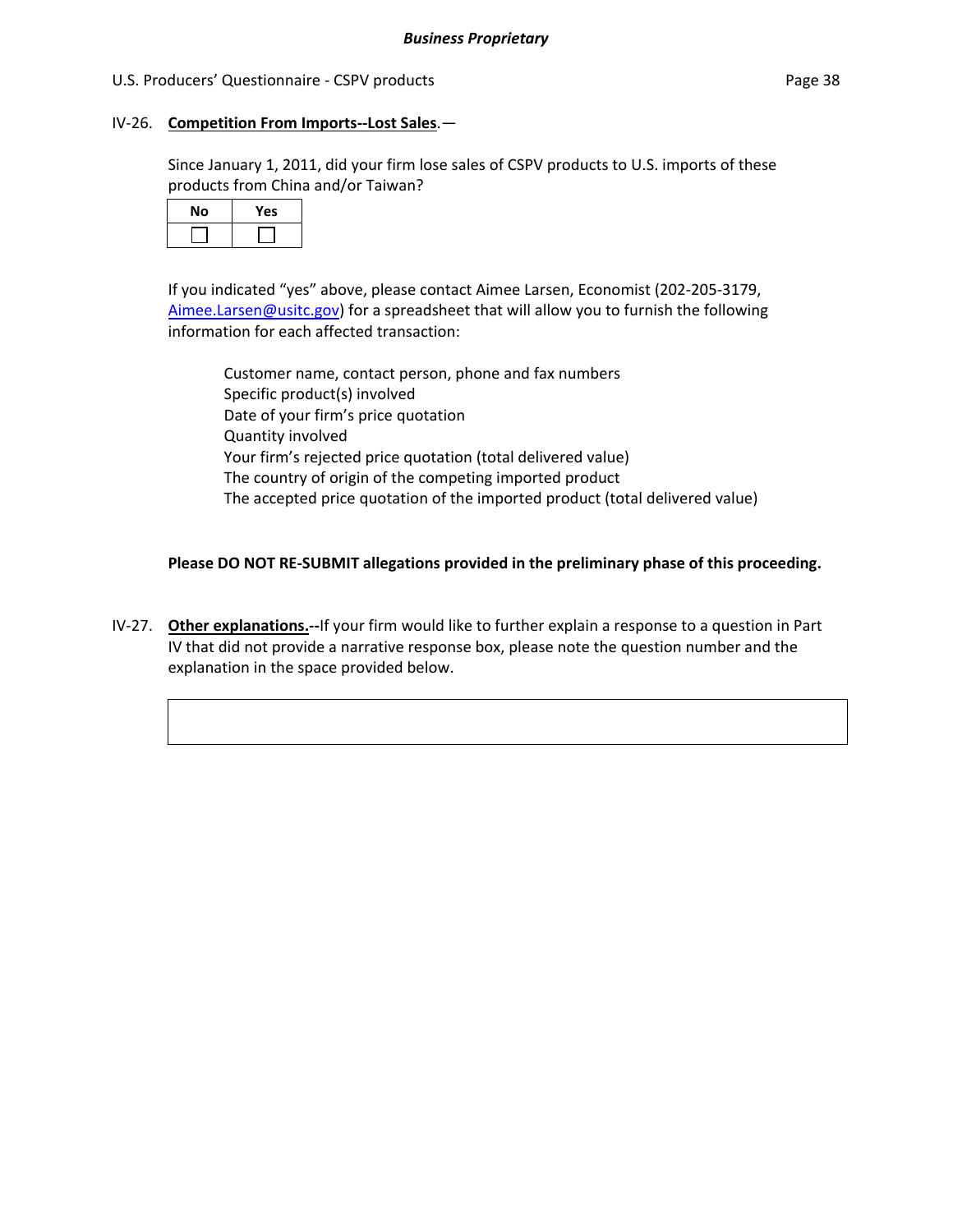**IV-26. Competition From Imports--Lost Sales.—**

Since January 1, 2011, did your firm lose sales of CSPV products to U.S. imports of these products from China and/or Taiwan?

| No | Yes |
|---|---|
| ☐ | ☐ |

If you indicated "yes" above, please contact Aimee Larsen, Economist (202-205-3179, Aimee.Larsen@usitc.gov) for a spreadsheet that will allow you to furnish the following information for each affected transaction:

- Customer name, contact person, phone and fax numbers
- Specific product(s) involved
- Date of your firm's price quotation
- Quantity involved
- Your firm's rejected price quotation (total delivered value)
- The country of origin of the competing imported product
- The accepted price quotation of the imported product (total delivered value)

**Please DO NOT RE-SUBMIT allegations provided in the preliminary phase of this proceeding.**

**IV-27. Other explanations.--**If your firm would like to further explain a response to a question in Part IV that did not provide a narrative response box, please note the question number and the explanation in the space provided below.

| |
|---|
| |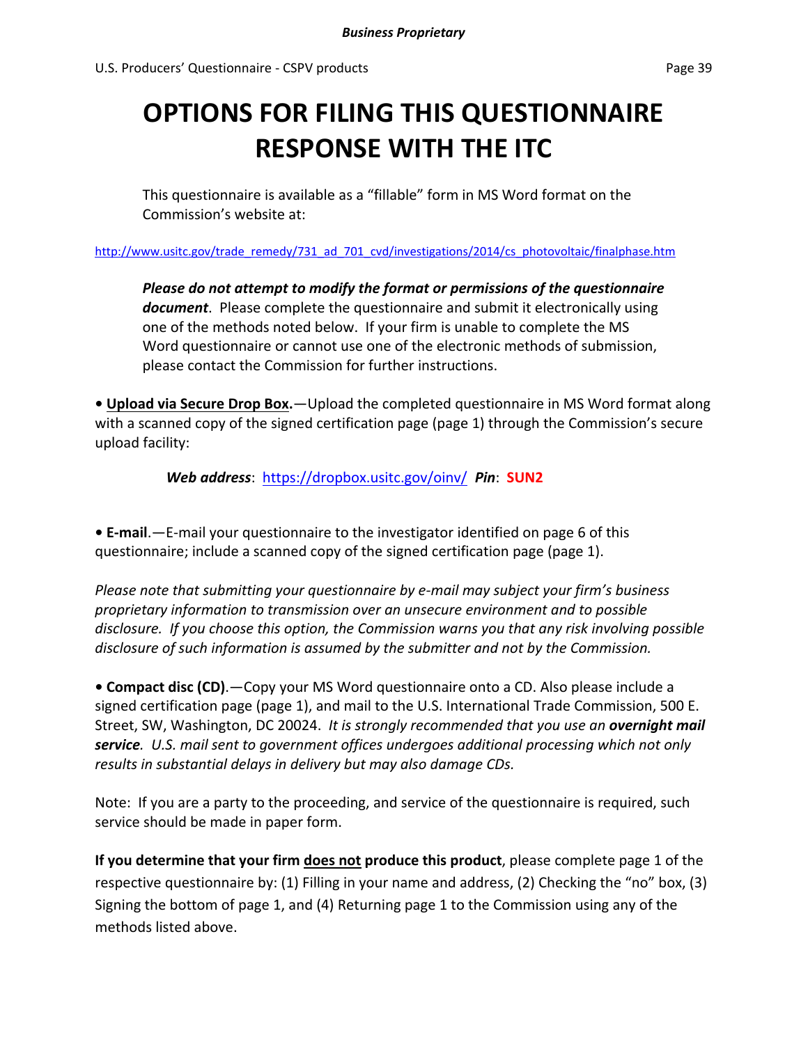# OPTIONS FOR FILING THIS QUESTIONNAIRE RESPONSE WITH THE ITC

This questionnaire is available as a "fillable" form in MS Word format on the Commission's website at:

http://www.usitc.gov/trade_remedy/731_ad_701_cvd/investigations/2014/cs_photovoltaic/finalphase.htm

***Please do not attempt to modify the format or permissions of the questionnaire document***. Please complete the questionnaire and submit it electronically using one of the methods noted below. If your firm is unable to complete the MS Word questionnaire or cannot use one of the electronic methods of submission, please contact the Commission for further instructions.

• **Upload via Secure Drop Box.**—Upload the completed questionnaire in MS Word format along with a scanned copy of the signed certification page (page 1) through the Commission's secure upload facility:

*Web address*: https://dropbox.usitc.gov/oinv/ ***Pin***: **SUN2**

• **E-mail**.—E-mail your questionnaire to the investigator identified on page 6 of this questionnaire; include a scanned copy of the signed certification page (page 1).

*Please note that submitting your questionnaire by e-mail may subject your firm's business proprietary information to transmission over an unsecure environment and to possible disclosure. If you choose this option, the Commission warns you that any risk involving possible disclosure of such information is assumed by the submitter and not by the Commission.*

• **Compact disc (CD)**.—Copy your MS Word questionnaire onto a CD. Also please include a signed certification page (page 1), and mail to the U.S. International Trade Commission, 500 E. Street, SW, Washington, DC 20024. *It is strongly recommended that you use an* ***overnight mail service****. U.S. mail sent to government offices undergoes additional processing which not only results in substantial delays in delivery but may also damage CDs.*

Note: If you are a party to the proceeding, and service of the questionnaire is required, such service should be made in paper form.

**If you determine that your firm does not produce this product**, please complete page 1 of the respective questionnaire by: (1) Filling in your name and address, (2) Checking the "no" box, (3) Signing the bottom of page 1, and (4) Returning page 1 to the Commission using any of the methods listed above.